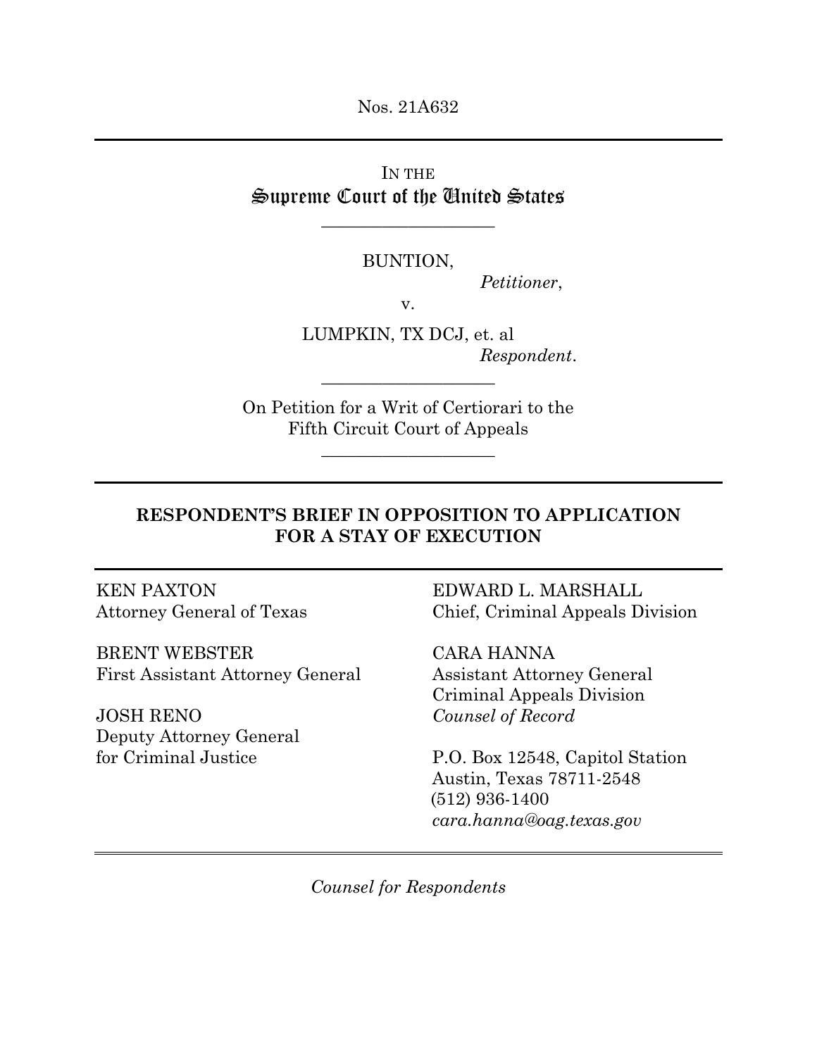Nos. 21A632

---

IN THE
Supreme Court of the United States

---

BUNTION,
*Petitioner*,

v.

LUMPKIN, TX DCJ, et. al
*Respondent*.

---

On Petition for a Writ of Certiorari to the
Fifth Circuit Court of Appeals

---

**RESPONDENT'S BRIEF IN OPPOSITION TO APPLICATION FOR A STAY OF EXECUTION**

---

KEN PAXTON
Attorney General of Texas

BRENT WEBSTER
First Assistant Attorney General

JOSH RENO
Deputy Attorney General
for Criminal Justice

EDWARD L. MARSHALL
Chief, Criminal Appeals Division

CARA HANNA
Assistant Attorney General
Criminal Appeals Division
*Counsel of Record*

P.O. Box 12548, Capitol Station
Austin, Texas 78711-2548
(512) 936-1400
*cara.hanna@oag.texas.gov*

---

*Counsel for Respondents*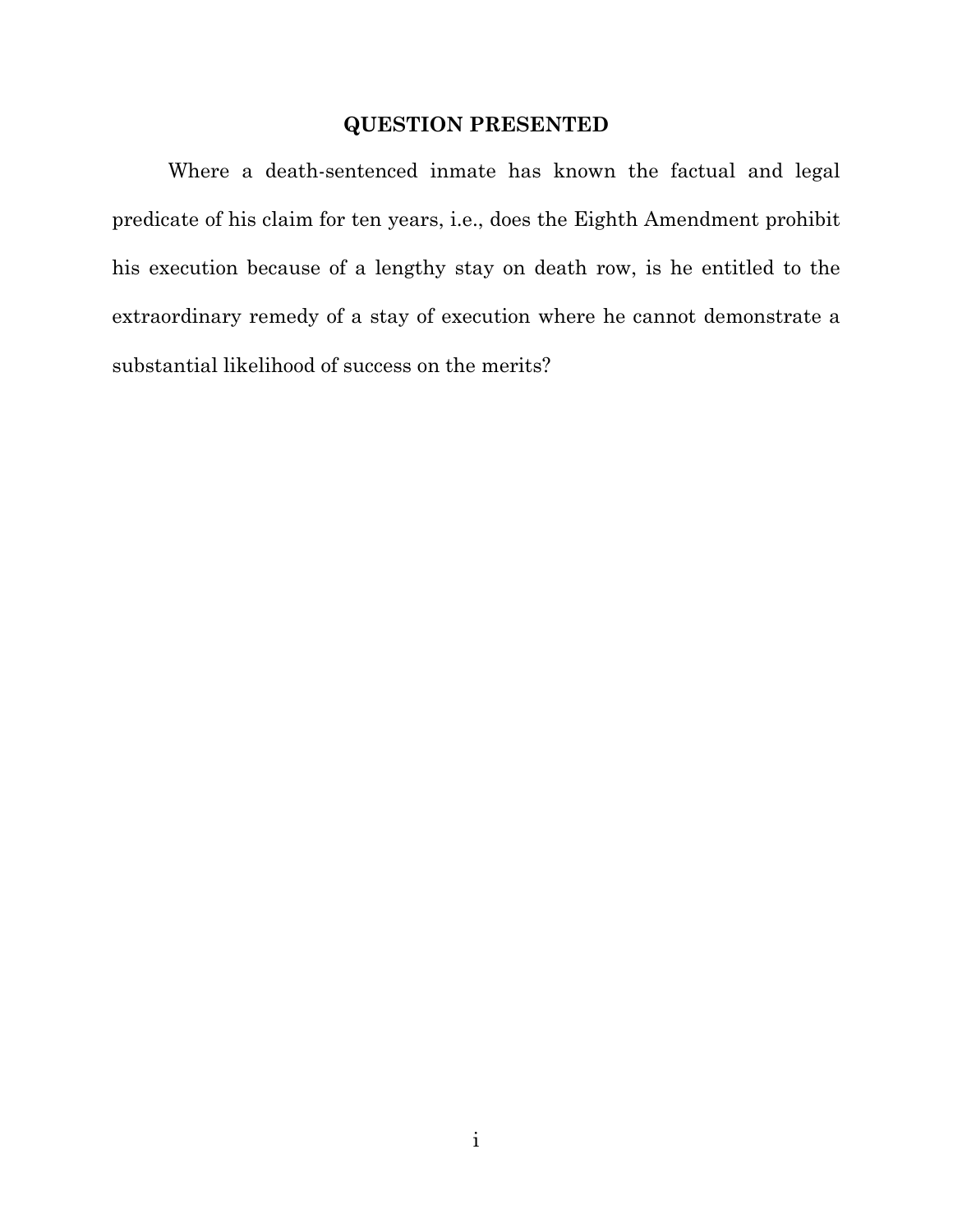## QUESTION PRESENTED

Where a death-sentenced inmate has known the factual and legal predicate of his claim for ten years, i.e., does the Eighth Amendment prohibit his execution because of a lengthy stay on death row, is he entitled to the extraordinary remedy of a stay of execution where he cannot demonstrate a substantial likelihood of success on the merits?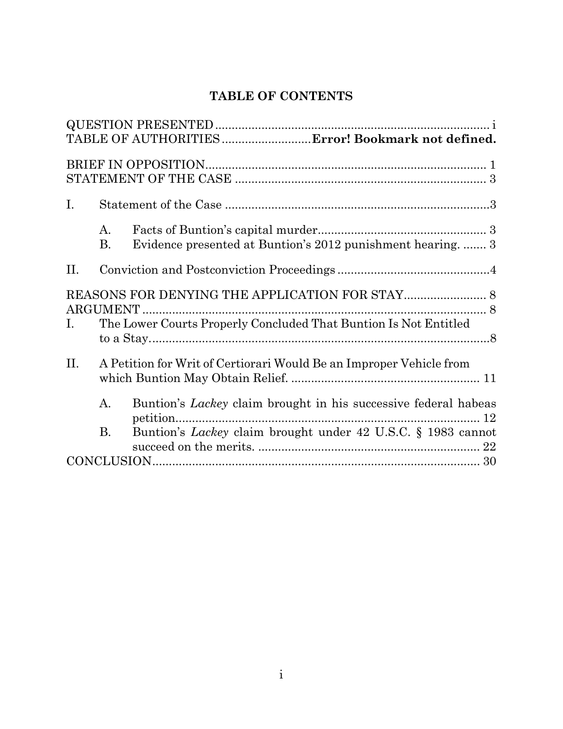# TABLE OF CONTENTS

QUESTION PRESENTED .................................................................................. i
TABLE OF AUTHORITIES ..........................**Error! Bookmark not defined.**

BRIEF IN OPPOSITION.................................................................................... 1
STATEMENT OF THE CASE ........................................................................... 3

I. Statement of the Case ...............................................................................3

   A. Facts of Buntion's capital murder.................................................. 3
   B. Evidence presented at Buntion's 2012 punishment hearing. ....... 3

II. Conviction and Postconviction Proceedings ..............................................4

REASONS FOR DENYING THE APPLICATION FOR STAY......................... 8
ARGUMENT ........................................................................................................ 8
I. The Lower Courts Properly Concluded That Buntion Is Not Entitled to a Stay......................................................................................................8

II. A Petition for Writ of Certiorari Would Be an Improper Vehicle from which Buntion May Obtain Relief. ........................................................ 11

   A. Buntion's *Lackey* claim brought in his successive federal habeas petition............................................................................................ 12
   B. Buntion's *Lackey* claim brought under 42 U.S.C. § 1983 cannot succeed on the merits. .................................................................. 22

CONCLUSION.................................................................................................. 30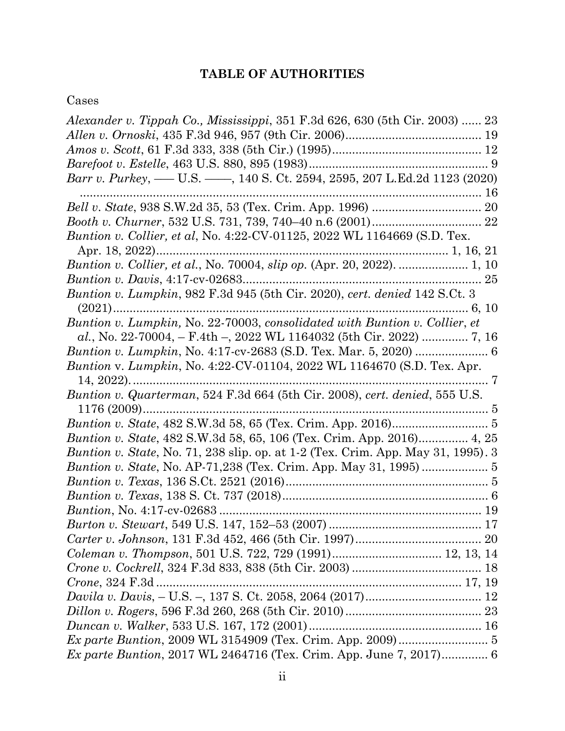## TABLE OF AUTHORITIES

Cases

*Alexander v. Tippah Co., Mississippi*, 351 F.3d 626, 630 (5th Cir. 2003) ...... 23

*Allen v. Ornoski*, 435 F.3d 946, 957 (9th Cir. 2006)......................................... 19

*Amos v. Scott*, 61 F.3d 333, 338 (5th Cir.) (1995)............................................. 12

*Barefoot v. Estelle*, 463 U.S. 880, 895 (1983)..................................................... 9

*Barr v. Purkey*, ––– U.S. ––––, 140 S. Ct. 2594, 2595, 207 L.Ed.2d 1123 (2020) ............................................................................................................... 16

*Bell v. State*, 938 S.W.2d 35, 53 (Tex. Crim. App. 1996) ................................ 20

*Booth v. Churner*, 532 U.S. 731, 739, 740–40 n.6 (2001)................................. 22

*Buntion v. Collier, et al*, No. 4:22-CV-01125, 2022 WL 1164669 (S.D. Tex. Apr. 18, 2022)...................................................................................... 1, 16, 21

*Buntion v. Collier, et al.*, No. 70004, *slip op.* (Apr. 20, 2022). .................... 1, 10

*Buntion v. Davis*, 4:17-cv-02683...................................................................... 25

*Buntion v. Lumpkin*, 982 F.3d 945 (5th Cir. 2020), *cert. denied* 142 S.Ct. 3 (2021)............................................................................................................ 6, 10

*Buntion v. Lumpkin,* No. 22-70003, *consolidated with Buntion v. Collier*, *et al.*, No. 22-70004, – F.4th –, 2022 WL 1164032 (5th Cir. 2022) ............. 7, 16

*Buntion v. Lumpkin*, No. 4:17-cv-2683 (S.D. Tex. Mar. 5, 2020) ..................... 6

*Buntion* v. *Lumpkin*, No. 4:22-CV-01104, 2022 WL 1164670 (S.D. Tex. Apr. 14, 2022). ........................................................................................................ 7

*Buntion v. Quarterman*, 524 F.3d 664 (5th Cir. 2008), *cert. denied*, 555 U.S. 1176 (2009).......................................................................................................... 5

*Buntion v. State*, 482 S.W.3d 58, 65 (Tex. Crim. App. 2016)............................ 5

*Buntion v. State*, 482 S.W.3d 58, 65, 106 (Tex. Crim. App. 2016).............. 4, 25

*Buntion v. State*, No. 71, 238 slip. op. at 1-2 (Tex. Crim. App. May 31, 1995). 3

*Buntion v. State*, No. AP-71,238 (Tex. Crim. App. May 31, 1995) ................... 5

*Buntion v. Texas*, 136 S.Ct. 2521 (2016)............................................................. 5

*Buntion v. Texas*, 138 S. Ct. 737 (2018).............................................................. 6

*Buntion*, No. 4:17-cv-02683 ............................................................................... 19

*Burton v. Stewart*, 549 U.S. 147, 152–53 (2007) .............................................. 17

*Carter v. Johnson*, 131 F.3d 452, 466 (5th Cir. 1997)..................................... 20

*Coleman v. Thompson*, 501 U.S. 722, 729 (1991)................................ 12, 13, 14

*Crone v. Cockrell*, 324 F.3d 833, 838 (5th Cir. 2003) ...................................... 18

*Crone*, 324 F.3d ........................................................................................... 17, 19

*Davila v. Davis*, – U.S. –, 137 S. Ct. 2058, 2064 (2017).................................. 12

*Dillon v. Rogers*, 596 F.3d 260, 268 (5th Cir. 2010)......................................... 23

*Duncan v. Walker*, 533 U.S. 167, 172 (2001).................................................... 16

*Ex parte Buntion*, 2009 WL 3154909 (Tex. Crim. App. 2009)........................... 5

*Ex parte Buntion*, 2017 WL 2464716 (Tex. Crim. App. June 7, 2017).............. 6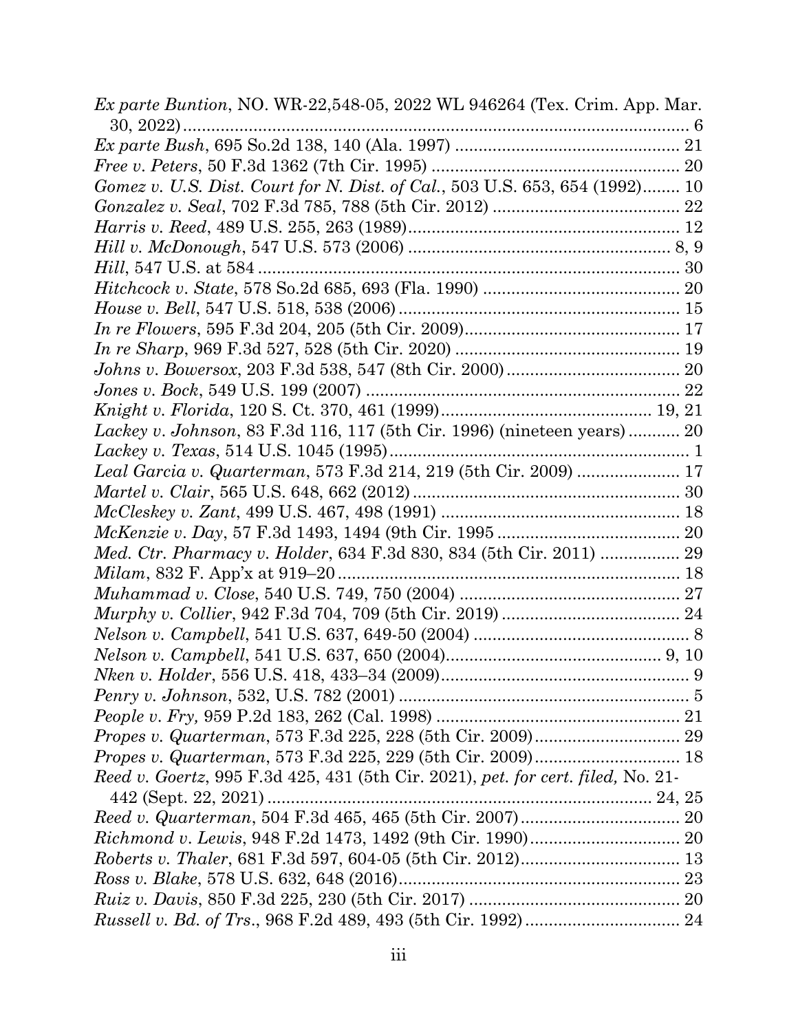*Ex parte Buntion*, NO. WR-22,548-05, 2022 WL 946264 (Tex. Crim. App. Mar. 30, 2022) ........................................................................................................ 6

*Ex parte Bush*, 695 So.2d 138, 140 (Ala. 1997) ............................................... 21

*Free v. Peters*, 50 F.3d 1362 (7th Cir. 1995) .................................................... 20

*Gomez v. U.S. Dist. Court for N. Dist. of Cal.*, 503 U.S. 653, 654 (1992)........ 10

*Gonzalez v. Seal*, 702 F.3d 785, 788 (5th Cir. 2012) ....................................... 22

*Harris v. Reed*, 489 U.S. 255, 263 (1989)......................................................... 12

*Hill v. McDonough*, 547 U.S. 573 (2006) ....................................................... 8, 9

*Hill*, 547 U.S. at 584 ........................................................................................ 30

*Hitchcock v. State*, 578 So.2d 685, 693 (Fla. 1990) .......................................... 20

*House v. Bell*, 547 U.S. 518, 538 (2006)........................................................... 15

*In re Flowers*, 595 F.3d 204, 205 (5th Cir. 2009)............................................. 17

*In re Sharp*, 969 F.3d 527, 528 (5th Cir. 2020) ............................................... 19

*Johns v. Bowersox*, 203 F.3d 538, 547 (8th Cir. 2000)..................................... 20

*Jones v. Bock*, 549 U.S. 199 (2007) .................................................................. 22

*Knight v. Florida*, 120 S. Ct. 370, 461 (1999)............................................. 19, 21

*Lackey v. Johnson*, 83 F.3d 116, 117 (5th Cir. 1996) (nineteen years) ........... 20

*Lackey v. Texas*, 514 U.S. 1045 (1995)................................................................ 1

*Leal Garcia v. Quarterman*, 573 F.3d 214, 219 (5th Cir. 2009) ...................... 17

*Martel v. Clair*, 565 U.S. 648, 662 (2012)......................................................... 30

*McCleskey v. Zant*, 499 U.S. 467, 498 (1991) .................................................. 18

*McKenzie v. Day*, 57 F.3d 1493, 1494 (9th Cir. 1995 ....................................... 20

*Med. Ctr. Pharmacy v. Holder*, 634 F.3d 830, 834 (5th Cir. 2011) ................. 29

*Milam*, 832 F. App'x at 919–20 ........................................................................ 18

*Muhammad v. Close*, 540 U.S. 749, 750 (2004) .............................................. 27

*Murphy v. Collier*, 942 F.3d 704, 709 (5th Cir. 2019) ...................................... 24

*Nelson v. Campbell*, 541 U.S. 637, 649-50 (2004) ............................................. 8

*Nelson v. Campbell*, 541 U.S. 637, 650 (2004)............................................... 9, 10

*Nken v. Holder*, 556 U.S. 418, 433–34 (2009)..................................................... 9

*Penry v. Johnson*, 532, U.S. 782 (2001) ............................................................. 5

*People v. Fry,* 959 P.2d 183, 262 (Cal. 1998) .................................................... 21

*Propes v. Quarterman*, 573 F.3d 225, 228 (5th Cir. 2009)............................... 29

*Propes v. Quarterman*, 573 F.3d 225, 229 (5th Cir. 2009)............................... 18

*Reed v. Goertz*, 995 F.3d 425, 431 (5th Cir. 2021), *pet. for cert. filed,* No. 21-442 (Sept. 22, 2021) ................................................................................. 24, 25

*Reed v. Quarterman*, 504 F.3d 465, 465 (5th Cir. 2007).................................. 20

*Richmond v. Lewis*, 948 F.2d 1473, 1492 (9th Cir. 1990)................................ 20

*Roberts v. Thaler*, 681 F.3d 597, 604-05 (5th Cir. 2012).................................. 13

*Ross v. Blake*, 578 U.S. 632, 648 (2016)............................................................ 23

*Ruiz v. Davis*, 850 F.3d 225, 230 (5th Cir. 2017) ............................................ 20

*Russell v. Bd. of Trs*., 968 F.2d 489, 493 (5th Cir. 1992) ................................. 24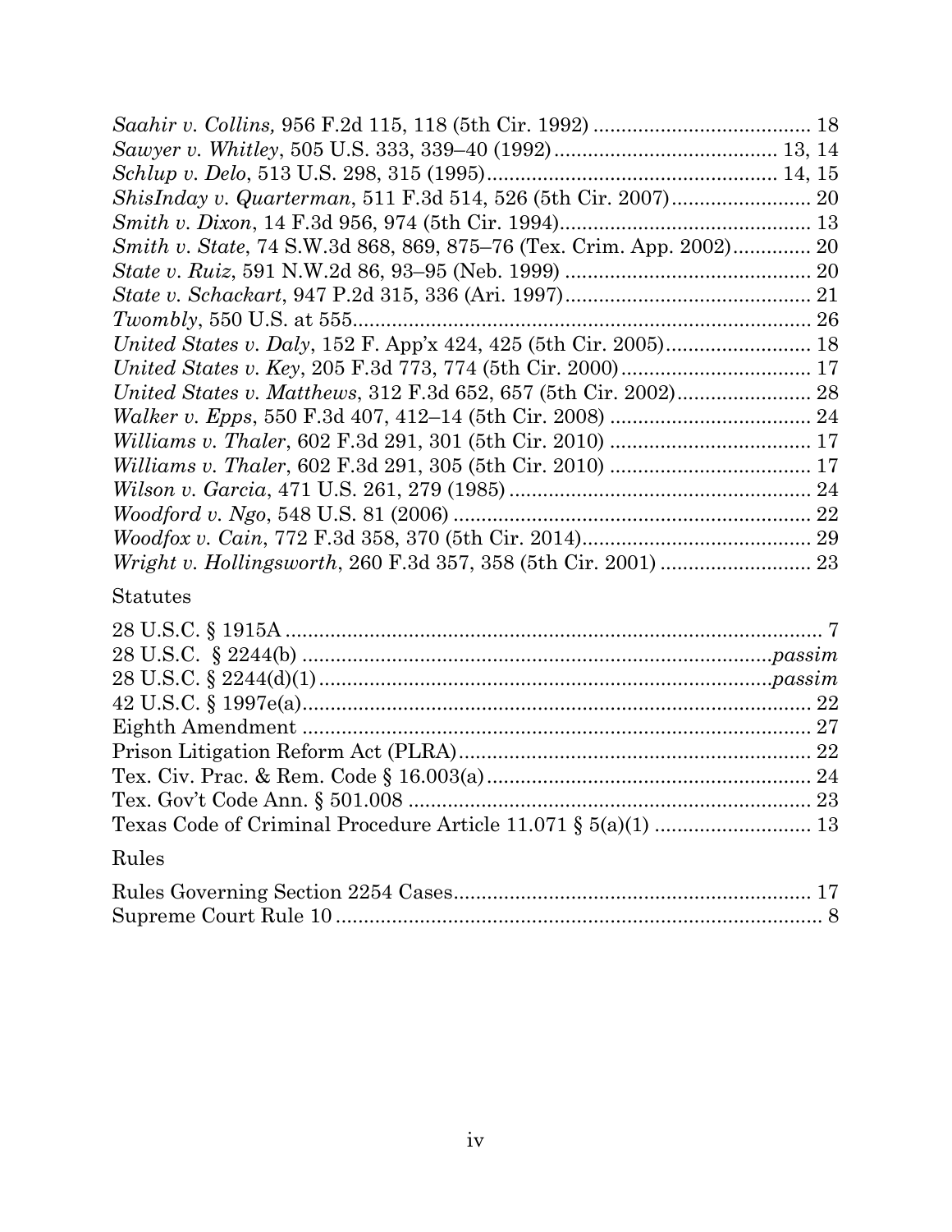*Saahir v. Collins,* 956 F.2d 115, 118 (5th Cir. 1992) ........................................ 18
*Sawyer v. Whitley*, 505 U.S. 333, 339–40 (1992) ........................................ 13, 14
*Schlup v. Delo*, 513 U.S. 298, 315 (1995) .................................................... 14, 15
*ShisInday v. Quarterman*, 511 F.3d 514, 526 (5th Cir. 2007) ......................... 20
*Smith v. Dixon*, 14 F.3d 956, 974 (5th Cir. 1994) ............................................ 13
*Smith v. State*, 74 S.W.3d 868, 869, 875–76 (Tex. Crim. App. 2002) .............. 20
*State v. Ruiz*, 591 N.W.2d 86, 93–95 (Neb. 1999) ............................................ 20
*State v. Schackart*, 947 P.2d 315, 336 (Ari. 1997) ............................................ 21
*Twombly*, 550 U.S. at 555 .................................................................................. 26
*United States v. Daly*, 152 F. App'x 424, 425 (5th Cir. 2005) .......................... 18
*United States v. Key*, 205 F.3d 773, 774 (5th Cir. 2000) .................................. 17
*United States v. Matthews*, 312 F.3d 652, 657 (5th Cir. 2002) ........................ 28
*Walker v. Epps*, 550 F.3d 407, 412–14 (5th Cir. 2008) .................................... 24
*Williams v. Thaler*, 602 F.3d 291, 301 (5th Cir. 2010) .................................... 17
*Williams v. Thaler*, 602 F.3d 291, 305 (5th Cir. 2010) .................................... 17
*Wilson v. Garcia*, 471 U.S. 261, 279 (1985) ...................................................... 24
*Woodford v. Ngo*, 548 U.S. 81 (2006) ................................................................ 22
*Woodfox v. Cain*, 772 F.3d 358, 370 (5th Cir. 2014) ......................................... 29
*Wright v. Hollingsworth*, 260 F.3d 357, 358 (5th Cir. 2001) ........................... 23

Statutes

28 U.S.C. § 1915A ................................................................................................ 7
28 U.S.C. § 2244(b) ...................................................................................... *passim*
28 U.S.C. § 2244(d)(1) .................................................................................. *passim*
42 U.S.C. § 1997e(a) ........................................................................................... 22
Eighth Amendment ............................................................................................. 27
Prison Litigation Reform Act (PLRA) ................................................................ 22
Tex. Civ. Prac. & Rem. Code § 16.003(a) .......................................................... 24
Tex. Gov't Code Ann. § 501.008 ........................................................................ 23
Texas Code of Criminal Procedure Article 11.071 § 5(a)(1) ............................ 13

Rules

Rules Governing Section 2254 Cases ................................................................. 17
Supreme Court Rule 10 ........................................................................................ 8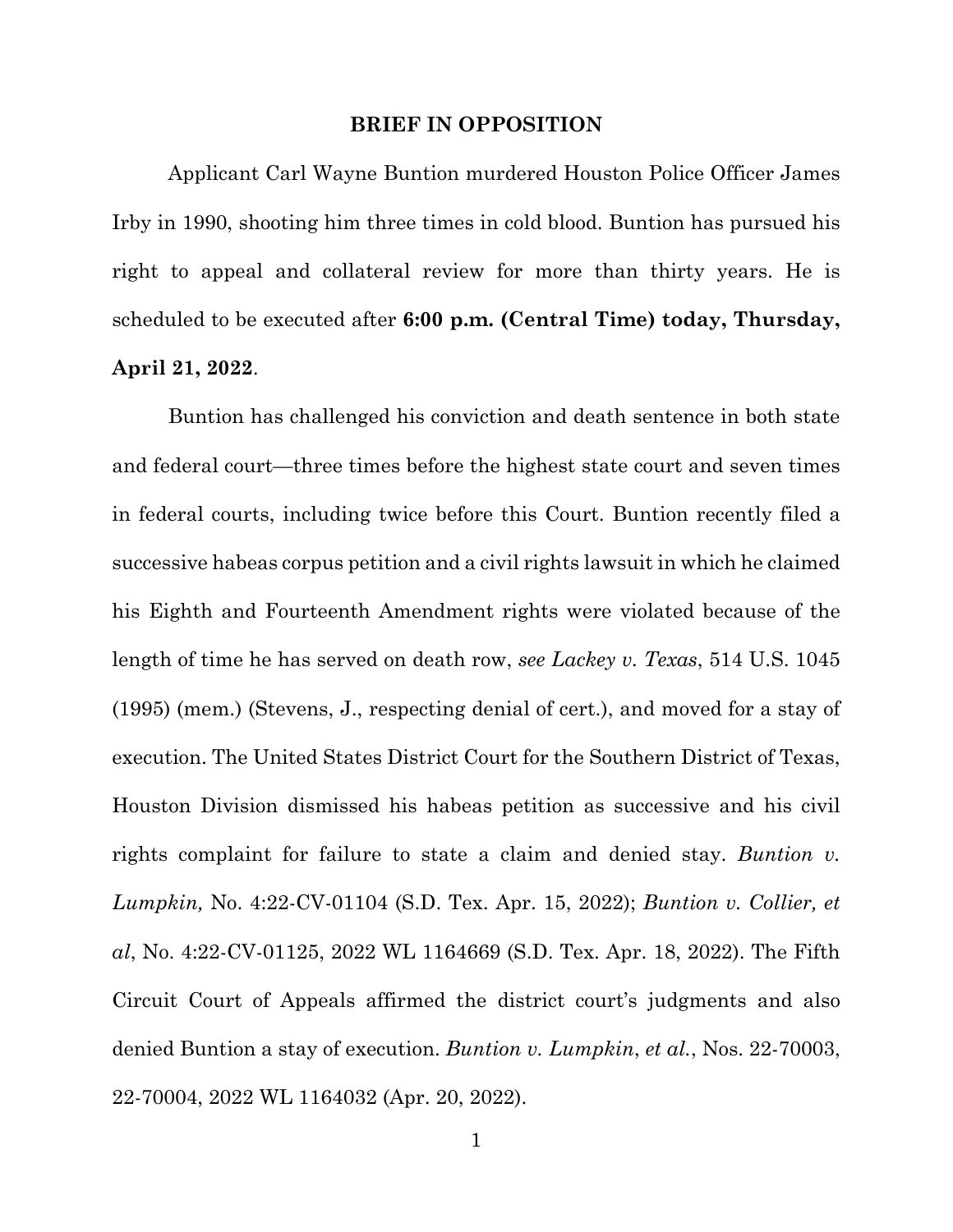## BRIEF IN OPPOSITION

Applicant Carl Wayne Buntion murdered Houston Police Officer James Irby in 1990, shooting him three times in cold blood. Buntion has pursued his right to appeal and collateral review for more than thirty years. He is scheduled to be executed after **6:00 p.m. (Central Time) today, Thursday, April 21, 2022**.

Buntion has challenged his conviction and death sentence in both state and federal court—three times before the highest state court and seven times in federal courts, including twice before this Court. Buntion recently filed a successive habeas corpus petition and a civil rights lawsuit in which he claimed his Eighth and Fourteenth Amendment rights were violated because of the length of time he has served on death row, *see Lackey v. Texas*, 514 U.S. 1045 (1995) (mem.) (Stevens, J., respecting denial of cert.), and moved for a stay of execution. The United States District Court for the Southern District of Texas, Houston Division dismissed his habeas petition as successive and his civil rights complaint for failure to state a claim and denied stay. *Buntion v. Lumpkin,* No. 4:22-CV-01104 (S.D. Tex. Apr. 15, 2022); *Buntion v. Collier, et al*, No. 4:22-CV-01125, 2022 WL 1164669 (S.D. Tex. Apr. 18, 2022). The Fifth Circuit Court of Appeals affirmed the district court's judgments and also denied Buntion a stay of execution. *Buntion v. Lumpkin*, *et al.*, Nos. 22-70003, 22-70004, 2022 WL 1164032 (Apr. 20, 2022).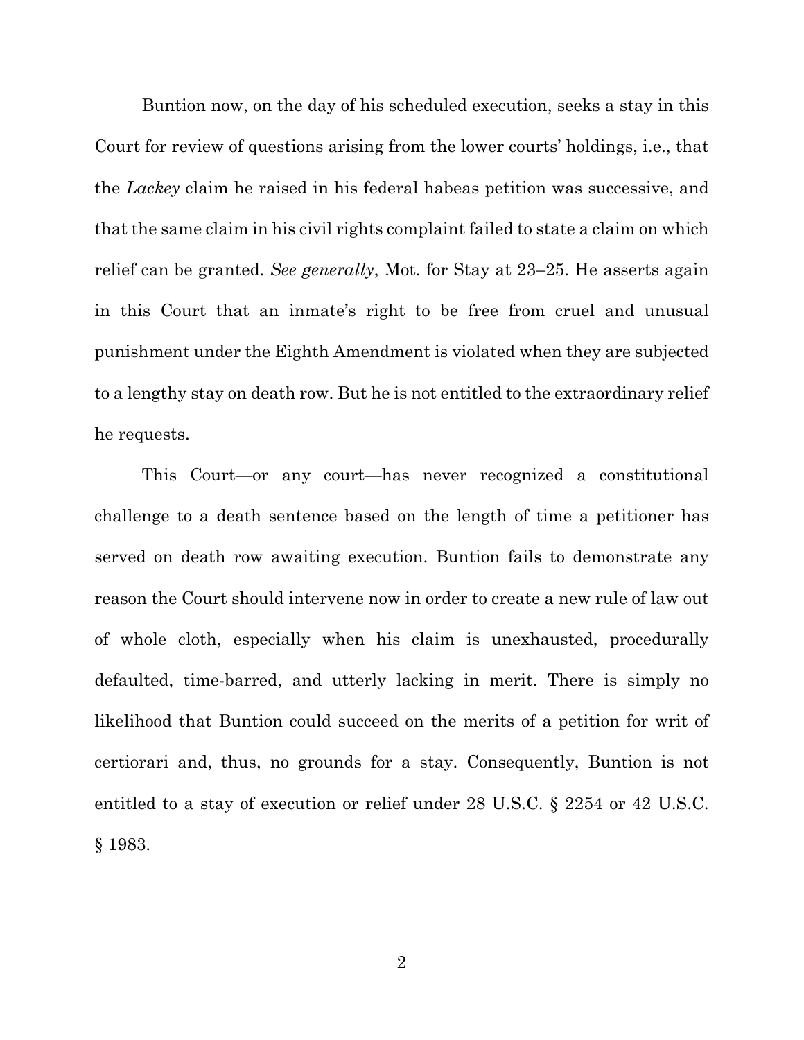Buntion now, on the day of his scheduled execution, seeks a stay in this Court for review of questions arising from the lower courts' holdings, i.e., that the *Lackey* claim he raised in his federal habeas petition was successive, and that the same claim in his civil rights complaint failed to state a claim on which relief can be granted. *See generally*, Mot. for Stay at 23–25. He asserts again in this Court that an inmate's right to be free from cruel and unusual punishment under the Eighth Amendment is violated when they are subjected to a lengthy stay on death row. But he is not entitled to the extraordinary relief he requests.

This Court—or any court—has never recognized a constitutional challenge to a death sentence based on the length of time a petitioner has served on death row awaiting execution. Buntion fails to demonstrate any reason the Court should intervene now in order to create a new rule of law out of whole cloth, especially when his claim is unexhausted, procedurally defaulted, time-barred, and utterly lacking in merit. There is simply no likelihood that Buntion could succeed on the merits of a petition for writ of certiorari and, thus, no grounds for a stay. Consequently, Buntion is not entitled to a stay of execution or relief under 28 U.S.C. § 2254 or 42 U.S.C. § 1983.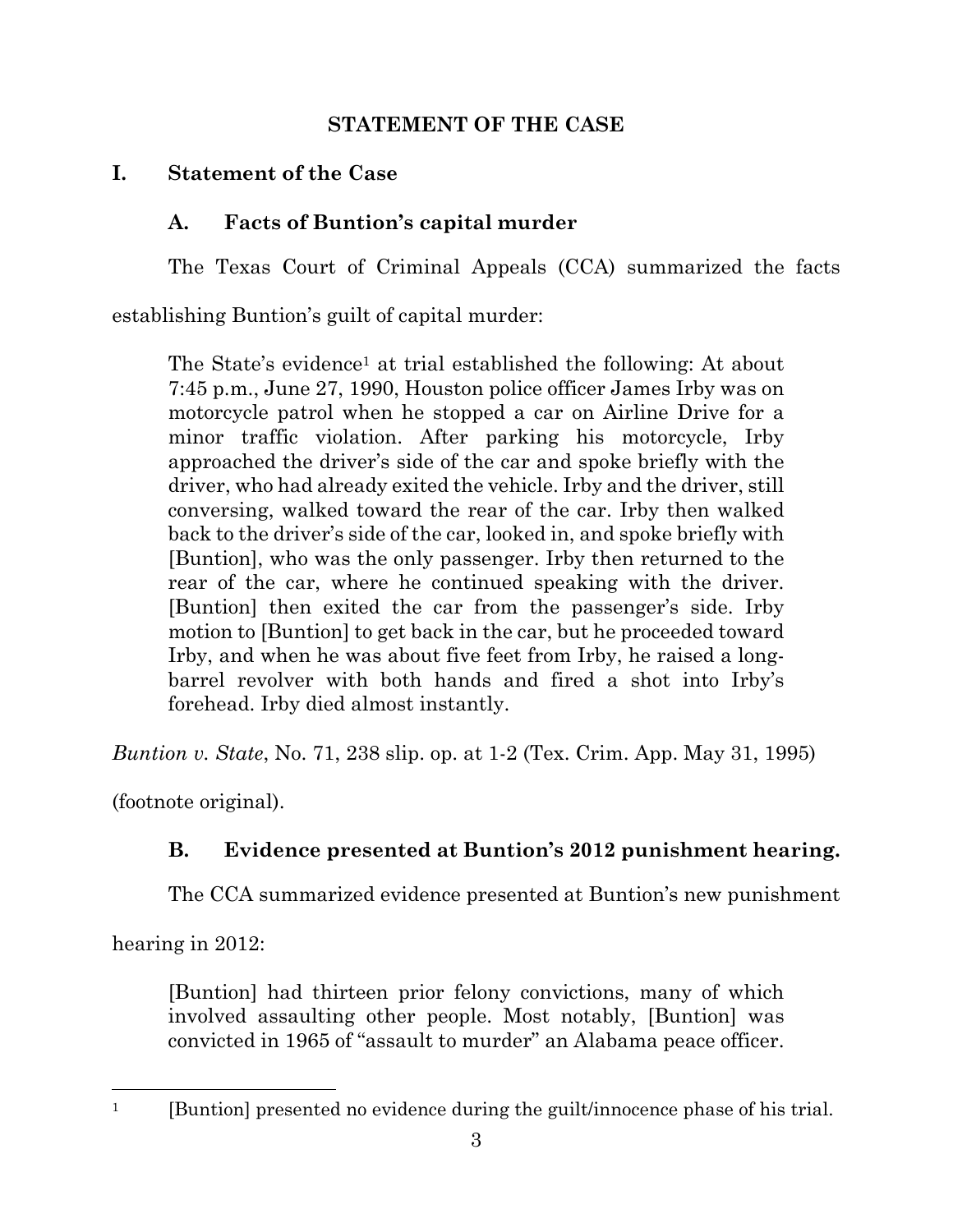## STATEMENT OF THE CASE

### I. Statement of the Case

#### A. Facts of Buntion's capital murder

The Texas Court of Criminal Appeals (CCA) summarized the facts establishing Buntion's guilt of capital murder:

> The State's evidence[1] at trial established the following: At about 7:45 p.m., June 27, 1990, Houston police officer James Irby was on motorcycle patrol when he stopped a car on Airline Drive for a minor traffic violation. After parking his motorcycle, Irby approached the driver's side of the car and spoke briefly with the driver, who had already exited the vehicle. Irby and the driver, still conversing, walked toward the rear of the car. Irby then walked back to the driver's side of the car, looked in, and spoke briefly with [Buntion], who was the only passenger. Irby then returned to the rear of the car, where he continued speaking with the driver. [Buntion] then exited the car from the passenger's side. Irby motion to [Buntion] to get back in the car, but he proceeded toward Irby, and when he was about five feet from Irby, he raised a long-barrel revolver with both hands and fired a shot into Irby's forehead. Irby died almost instantly.

*Buntion v. State*, No. 71, 238 slip. op. at 1-2 (Tex. Crim. App. May 31, 1995) (footnote original).

#### B. Evidence presented at Buntion's 2012 punishment hearing.

The CCA summarized evidence presented at Buntion's new punishment hearing in 2012:

> [Buntion] had thirteen prior felony convictions, many of which involved assaulting other people. Most notably, [Buntion] was convicted in 1965 of "assault to murder" an Alabama peace officer.

---

[1] [Buntion] presented no evidence during the guilt/innocence phase of his trial.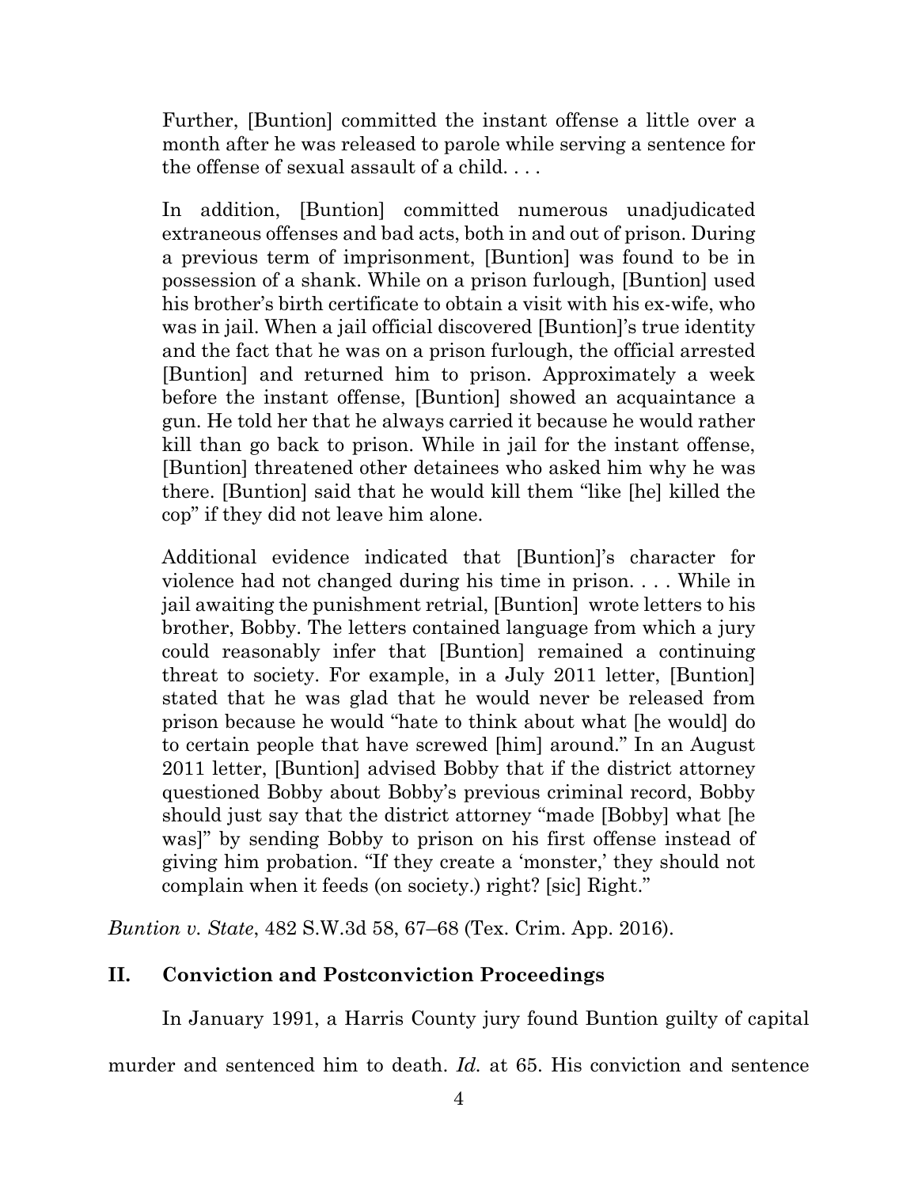> Further, [Buntion] committed the instant offense a little over a month after he was released to parole while serving a sentence for the offense of sexual assault of a child. . . .
>
> In addition, [Buntion] committed numerous unadjudicated extraneous offenses and bad acts, both in and out of prison. During a previous term of imprisonment, [Buntion] was found to be in possession of a shank. While on a prison furlough, [Buntion] used his brother's birth certificate to obtain a visit with his ex-wife, who was in jail. When a jail official discovered [Buntion]'s true identity and the fact that he was on a prison furlough, the official arrested [Buntion] and returned him to prison. Approximately a week before the instant offense, [Buntion] showed an acquaintance a gun. He told her that he always carried it because he would rather kill than go back to prison. While in jail for the instant offense, [Buntion] threatened other detainees who asked him why he was there. [Buntion] said that he would kill them "like [he] killed the cop" if they did not leave him alone.
>
> Additional evidence indicated that [Buntion]'s character for violence had not changed during his time in prison. . . . While in jail awaiting the punishment retrial, [Buntion] wrote letters to his brother, Bobby. The letters contained language from which a jury could reasonably infer that [Buntion] remained a continuing threat to society. For example, in a July 2011 letter, [Buntion] stated that he was glad that he would never be released from prison because he would "hate to think about what [he would] do to certain people that have screwed [him] around." In an August 2011 letter, [Buntion] advised Bobby that if the district attorney questioned Bobby about Bobby's previous criminal record, Bobby should just say that the district attorney "made [Bobby] what [he was]" by sending Bobby to prison on his first offense instead of giving him probation. "If they create a 'monster,' they should not complain when it feeds (on society.) right? [sic] Right."

*Buntion v. State*, 482 S.W.3d 58, 67–68 (Tex. Crim. App. 2016).

## II. Conviction and Postconviction Proceedings

In January 1991, a Harris County jury found Buntion guilty of capital murder and sentenced him to death. *Id.* at 65. His conviction and sentence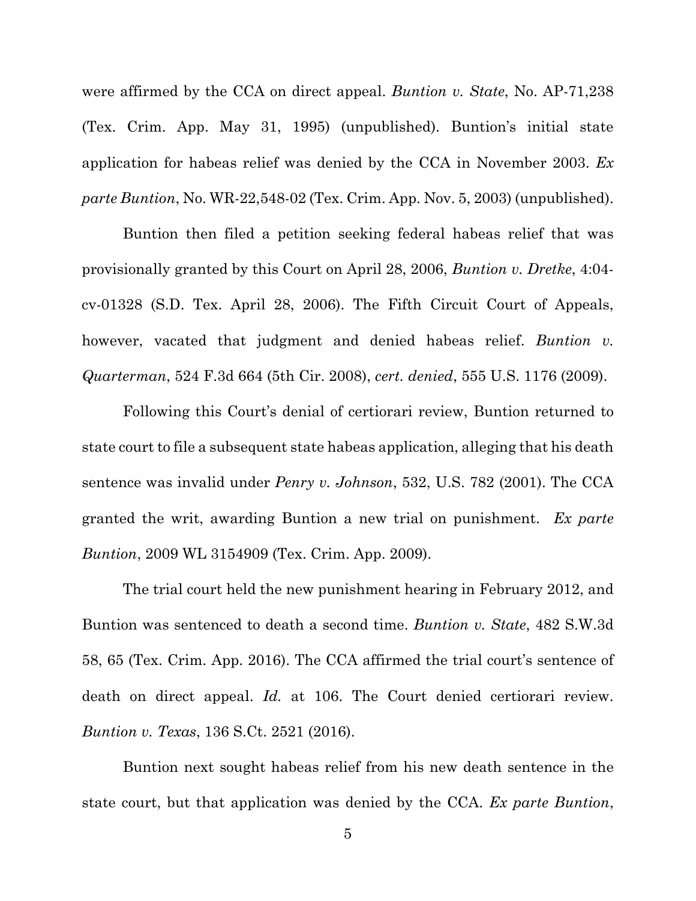were affirmed by the CCA on direct appeal. *Buntion v. State*, No. AP-71,238 (Tex. Crim. App. May 31, 1995) (unpublished). Buntion's initial state application for habeas relief was denied by the CCA in November 2003. *Ex parte Buntion*, No. WR-22,548-02 (Tex. Crim. App. Nov. 5, 2003) (unpublished).

Buntion then filed a petition seeking federal habeas relief that was provisionally granted by this Court on April 28, 2006, *Buntion v. Dretke*, 4:04-cv-01328 (S.D. Tex. April 28, 2006). The Fifth Circuit Court of Appeals, however, vacated that judgment and denied habeas relief. *Buntion v. Quarterman*, 524 F.3d 664 (5th Cir. 2008), *cert. denied*, 555 U.S. 1176 (2009).

Following this Court's denial of certiorari review, Buntion returned to state court to file a subsequent state habeas application, alleging that his death sentence was invalid under *Penry v. Johnson*, 532, U.S. 782 (2001). The CCA granted the writ, awarding Buntion a new trial on punishment. *Ex parte Buntion*, 2009 WL 3154909 (Tex. Crim. App. 2009).

The trial court held the new punishment hearing in February 2012, and Buntion was sentenced to death a second time. *Buntion v. State*, 482 S.W.3d 58, 65 (Tex. Crim. App. 2016). The CCA affirmed the trial court's sentence of death on direct appeal. *Id.* at 106. The Court denied certiorari review. *Buntion v. Texas*, 136 S.Ct. 2521 (2016).

Buntion next sought habeas relief from his new death sentence in the state court, but that application was denied by the CCA. *Ex parte Buntion*,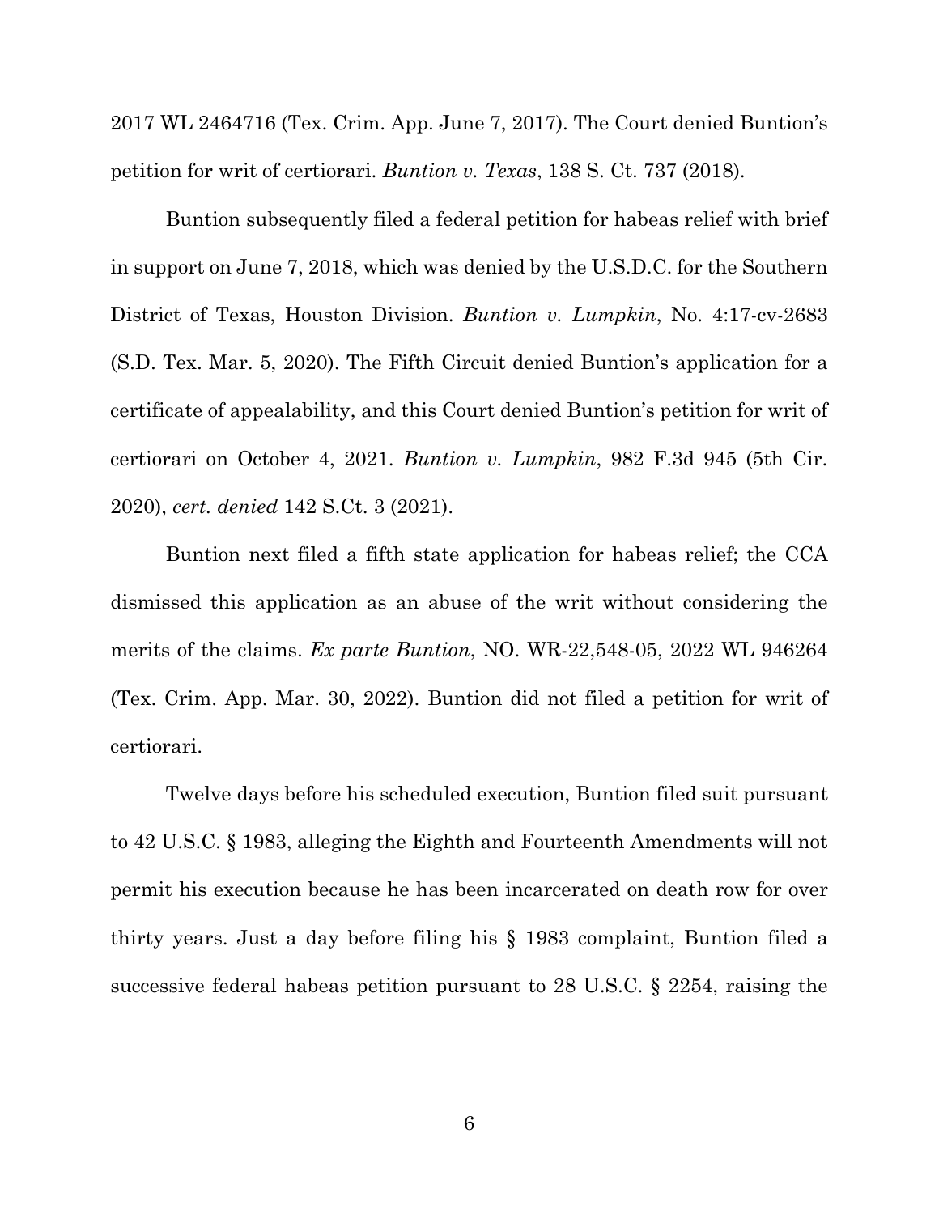2017 WL 2464716 (Tex. Crim. App. June 7, 2017). The Court denied Buntion's petition for writ of certiorari. *Buntion v. Texas*, 138 S. Ct. 737 (2018).

Buntion subsequently filed a federal petition for habeas relief with brief in support on June 7, 2018, which was denied by the U.S.D.C. for the Southern District of Texas, Houston Division. *Buntion v. Lumpkin*, No. 4:17-cv-2683 (S.D. Tex. Mar. 5, 2020). The Fifth Circuit denied Buntion's application for a certificate of appealability, and this Court denied Buntion's petition for writ of certiorari on October 4, 2021. *Buntion v. Lumpkin*, 982 F.3d 945 (5th Cir. 2020), *cert. denied* 142 S.Ct. 3 (2021).

Buntion next filed a fifth state application for habeas relief; the CCA dismissed this application as an abuse of the writ without considering the merits of the claims. *Ex parte Buntion*, NO. WR-22,548-05, 2022 WL 946264 (Tex. Crim. App. Mar. 30, 2022). Buntion did not filed a petition for writ of certiorari.

Twelve days before his scheduled execution, Buntion filed suit pursuant to 42 U.S.C. § 1983, alleging the Eighth and Fourteenth Amendments will not permit his execution because he has been incarcerated on death row for over thirty years. Just a day before filing his § 1983 complaint, Buntion filed a successive federal habeas petition pursuant to 28 U.S.C. § 2254, raising the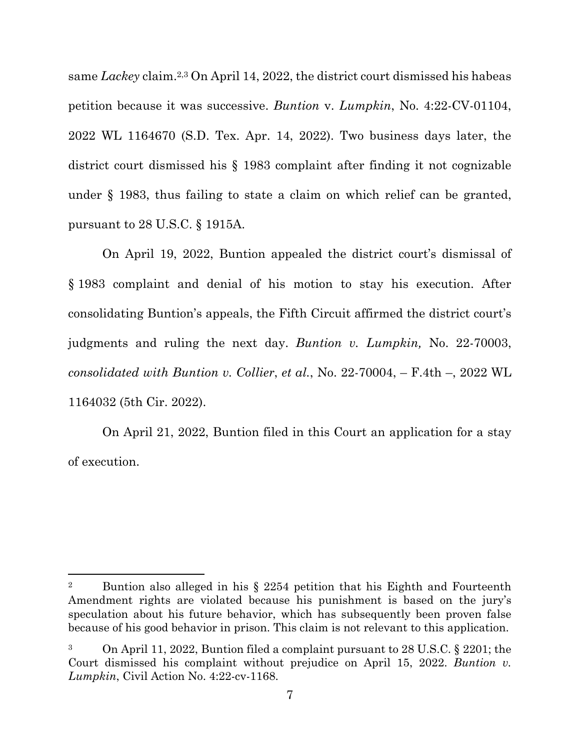same *Lackey* claim.[2,3] On April 14, 2022, the district court dismissed his habeas petition because it was successive. *Buntion* v. *Lumpkin*, No. 4:22-CV-01104, 2022 WL 1164670 (S.D. Tex. Apr. 14, 2022). Two business days later, the district court dismissed his § 1983 complaint after finding it not cognizable under § 1983, thus failing to state a claim on which relief can be granted, pursuant to 28 U.S.C. § 1915A.

On April 19, 2022, Buntion appealed the district court's dismissal of § 1983 complaint and denial of his motion to stay his execution. After consolidating Buntion's appeals, the Fifth Circuit affirmed the district court's judgments and ruling the next day. *Buntion v. Lumpkin,* No. 22-70003, *consolidated with Buntion v. Collier*, *et al.*, No. 22-70004, – F.4th –, 2022 WL 1164032 (5th Cir. 2022).

On April 21, 2022, Buntion filed in this Court an application for a stay of execution.

---

[2] Buntion also alleged in his § 2254 petition that his Eighth and Fourteenth Amendment rights are violated because his punishment is based on the jury's speculation about his future behavior, which has subsequently been proven false because of his good behavior in prison. This claim is not relevant to this application.

[3] On April 11, 2022, Buntion filed a complaint pursuant to 28 U.S.C. § 2201; the Court dismissed his complaint without prejudice on April 15, 2022. *Buntion v. Lumpkin*, Civil Action No. 4:22-cv-1168.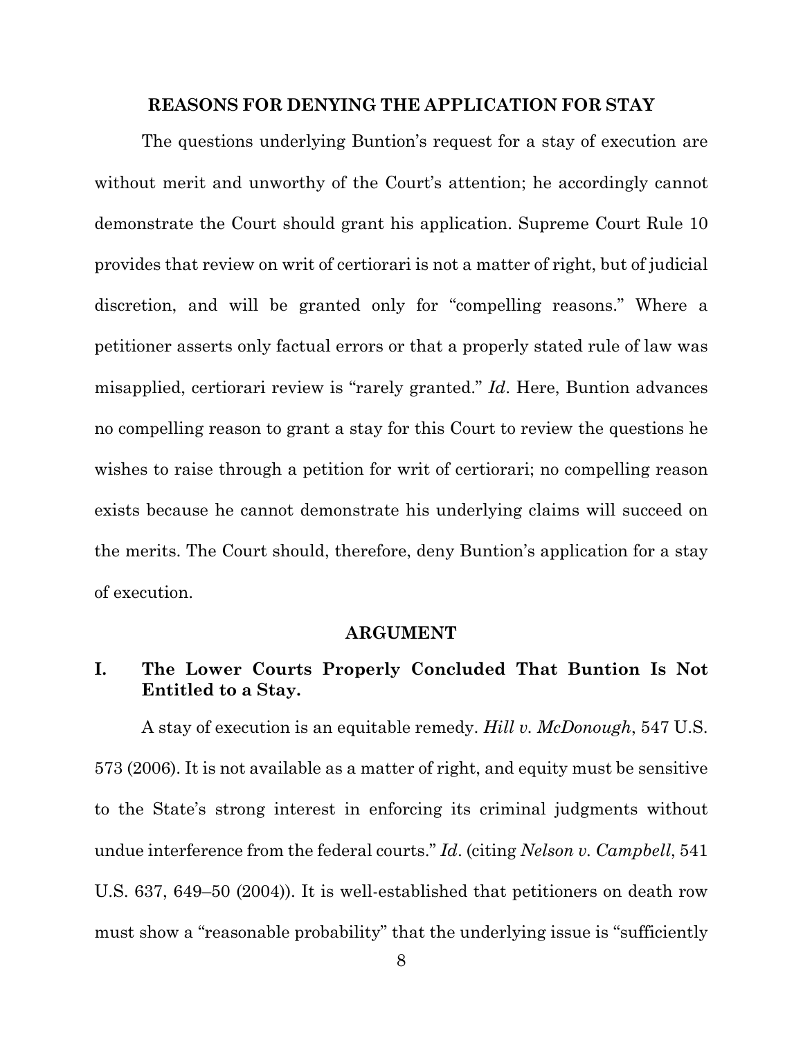## REASONS FOR DENYING THE APPLICATION FOR STAY

The questions underlying Buntion's request for a stay of execution are without merit and unworthy of the Court's attention; he accordingly cannot demonstrate the Court should grant his application. Supreme Court Rule 10 provides that review on writ of certiorari is not a matter of right, but of judicial discretion, and will be granted only for "compelling reasons." Where a petitioner asserts only factual errors or that a properly stated rule of law was misapplied, certiorari review is "rarely granted." *Id*. Here, Buntion advances no compelling reason to grant a stay for this Court to review the questions he wishes to raise through a petition for writ of certiorari; no compelling reason exists because he cannot demonstrate his underlying claims will succeed on the merits. The Court should, therefore, deny Buntion's application for a stay of execution.

## ARGUMENT

### I. The Lower Courts Properly Concluded That Buntion Is Not Entitled to a Stay.

A stay of execution is an equitable remedy. *Hill v. McDonough*, 547 U.S. 573 (2006). It is not available as a matter of right, and equity must be sensitive to the State's strong interest in enforcing its criminal judgments without undue interference from the federal courts." *Id*. (citing *Nelson v. Campbell*, 541 U.S. 637, 649–50 (2004)). It is well-established that petitioners on death row must show a "reasonable probability" that the underlying issue is "sufficiently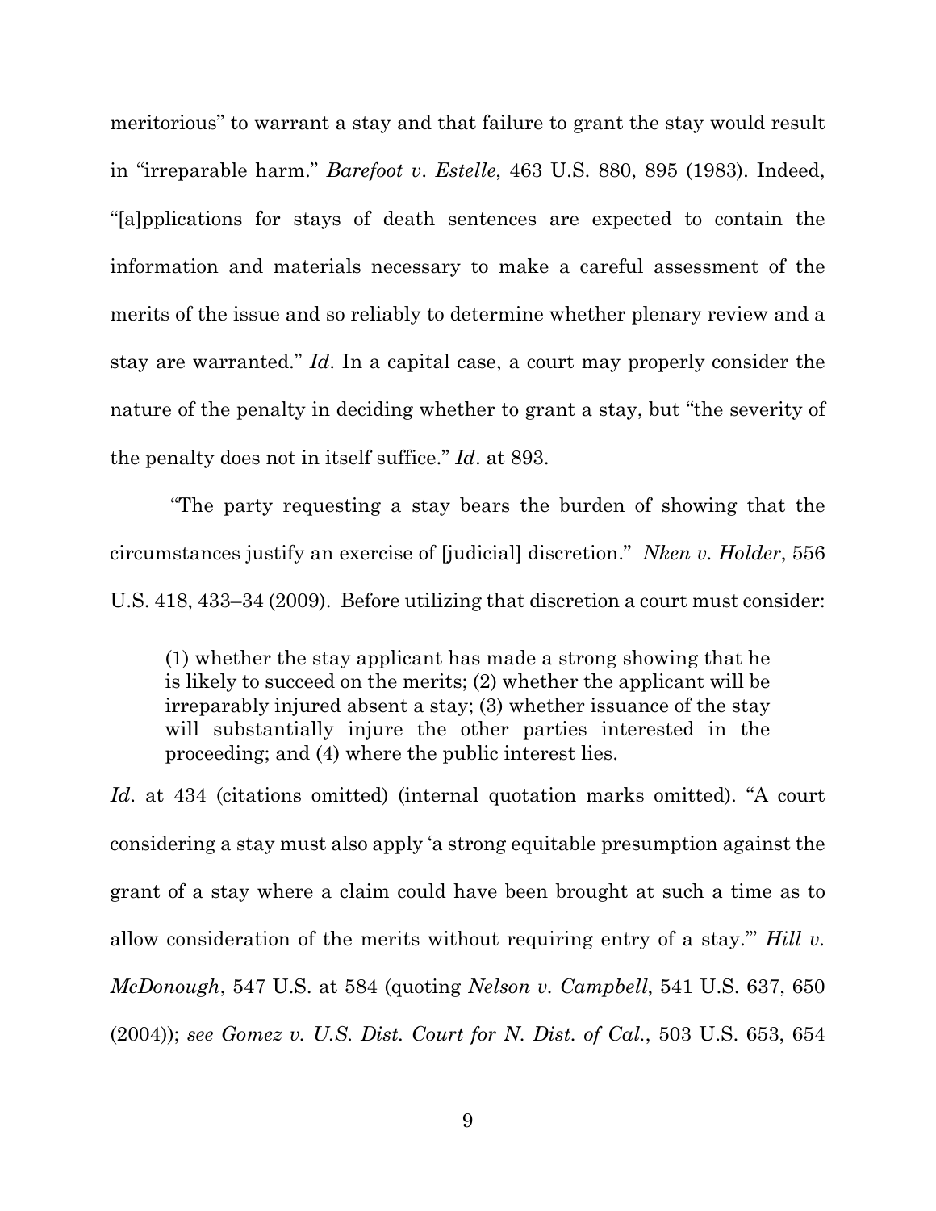meritorious" to warrant a stay and that failure to grant the stay would result in "irreparable harm." *Barefoot v. Estelle*, 463 U.S. 880, 895 (1983). Indeed, "[a]pplications for stays of death sentences are expected to contain the information and materials necessary to make a careful assessment of the merits of the issue and so reliably to determine whether plenary review and a stay are warranted." *Id*. In a capital case, a court may properly consider the nature of the penalty in deciding whether to grant a stay, but "the severity of the penalty does not in itself suffice." *Id*. at 893.

"The party requesting a stay bears the burden of showing that the circumstances justify an exercise of [judicial] discretion." *Nken v. Holder*, 556 U.S. 418, 433–34 (2009). Before utilizing that discretion a court must consider:

> (1) whether the stay applicant has made a strong showing that he is likely to succeed on the merits; (2) whether the applicant will be irreparably injured absent a stay; (3) whether issuance of the stay will substantially injure the other parties interested in the proceeding; and (4) where the public interest lies.

*Id*. at 434 (citations omitted) (internal quotation marks omitted). "A court considering a stay must also apply 'a strong equitable presumption against the grant of a stay where a claim could have been brought at such a time as to allow consideration of the merits without requiring entry of a stay.'" *Hill v. McDonough*, 547 U.S. at 584 (quoting *Nelson v. Campbell*, 541 U.S. 637, 650 (2004)); *see Gomez v. U.S. Dist. Court for N. Dist. of Cal.*, 503 U.S. 653, 654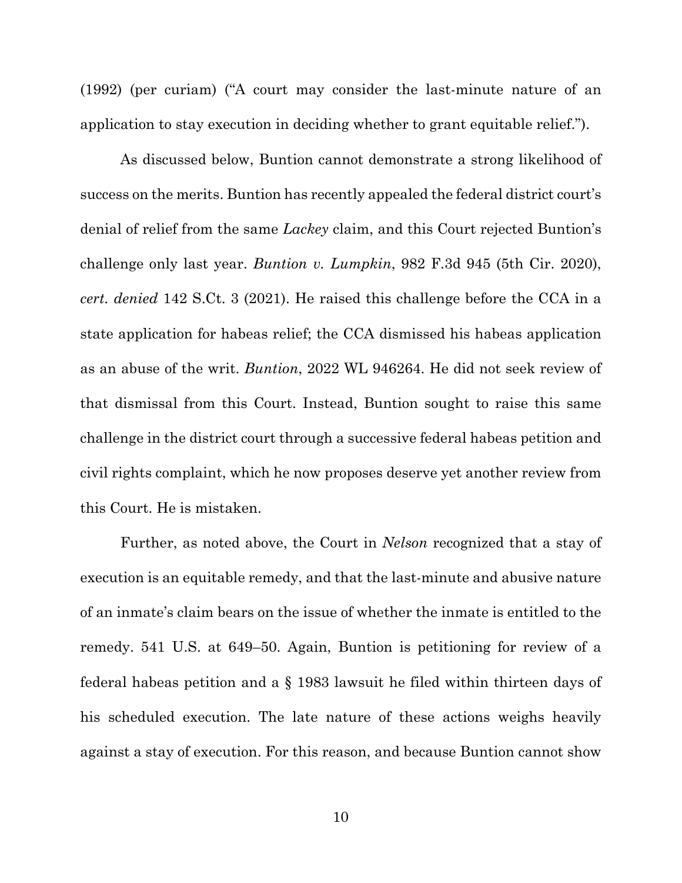(1992) (per curiam) ("A court may consider the last-minute nature of an application to stay execution in deciding whether to grant equitable relief.").

As discussed below, Buntion cannot demonstrate a strong likelihood of success on the merits. Buntion has recently appealed the federal district court's denial of relief from the same *Lackey* claim, and this Court rejected Buntion's challenge only last year. *Buntion v. Lumpkin*, 982 F.3d 945 (5th Cir. 2020), *cert. denied* 142 S.Ct. 3 (2021). He raised this challenge before the CCA in a state application for habeas relief; the CCA dismissed his habeas application as an abuse of the writ. *Buntion*, 2022 WL 946264. He did not seek review of that dismissal from this Court. Instead, Buntion sought to raise this same challenge in the district court through a successive federal habeas petition and civil rights complaint, which he now proposes deserve yet another review from this Court. He is mistaken.

Further, as noted above, the Court in *Nelson* recognized that a stay of execution is an equitable remedy, and that the last-minute and abusive nature of an inmate's claim bears on the issue of whether the inmate is entitled to the remedy. 541 U.S. at 649–50. Again, Buntion is petitioning for review of a federal habeas petition and a § 1983 lawsuit he filed within thirteen days of his scheduled execution. The late nature of these actions weighs heavily against a stay of execution. For this reason, and because Buntion cannot show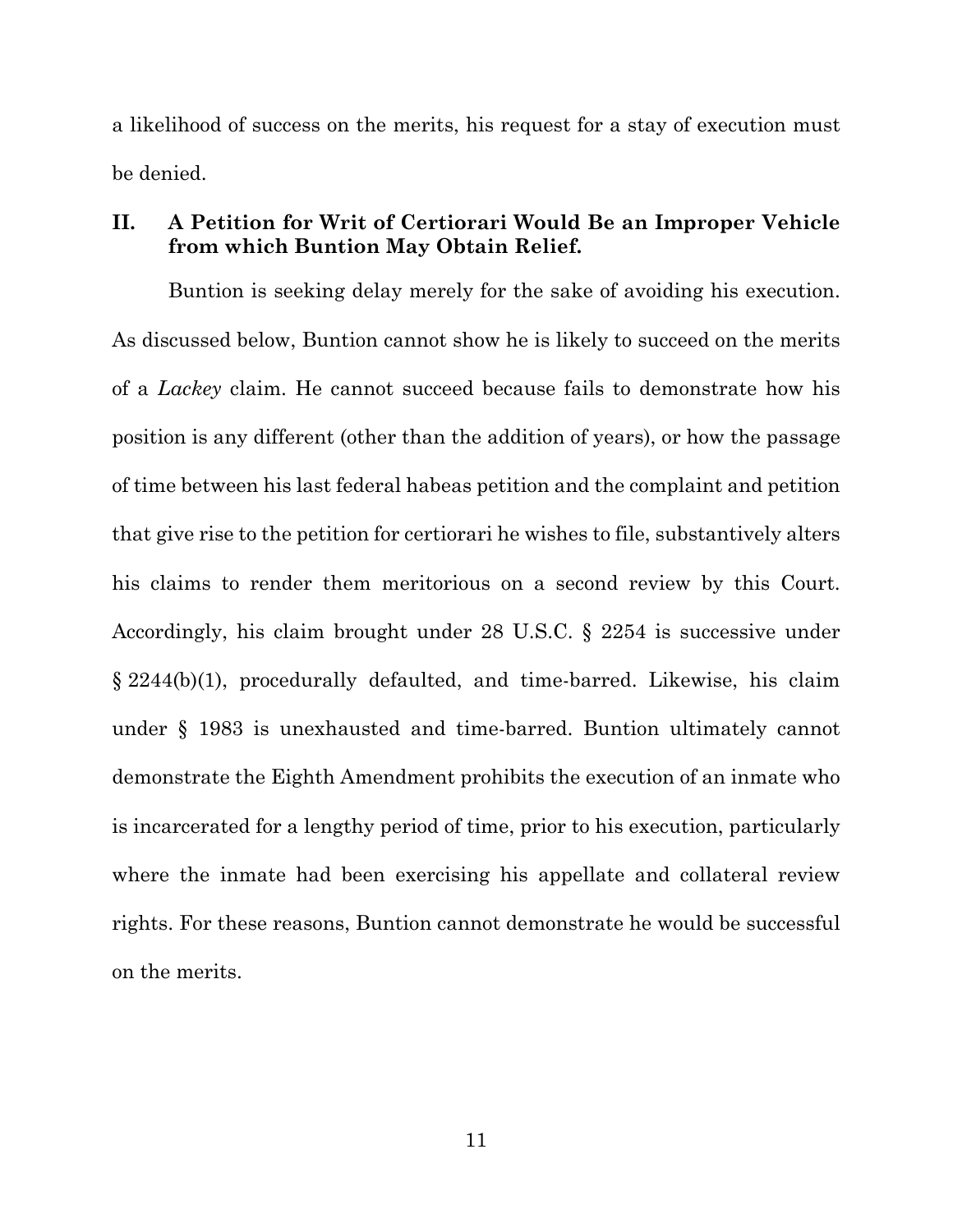a likelihood of success on the merits, his request for a stay of execution must be denied.

## II. A Petition for Writ of Certiorari Would Be an Improper Vehicle from which Buntion May Obtain Relief.

Buntion is seeking delay merely for the sake of avoiding his execution. As discussed below, Buntion cannot show he is likely to succeed on the merits of a *Lackey* claim. He cannot succeed because fails to demonstrate how his position is any different (other than the addition of years), or how the passage of time between his last federal habeas petition and the complaint and petition that give rise to the petition for certiorari he wishes to file, substantively alters his claims to render them meritorious on a second review by this Court. Accordingly, his claim brought under 28 U.S.C. § 2254 is successive under § 2244(b)(1), procedurally defaulted, and time-barred. Likewise, his claim under § 1983 is unexhausted and time-barred. Buntion ultimately cannot demonstrate the Eighth Amendment prohibits the execution of an inmate who is incarcerated for a lengthy period of time, prior to his execution, particularly where the inmate had been exercising his appellate and collateral review rights. For these reasons, Buntion cannot demonstrate he would be successful on the merits.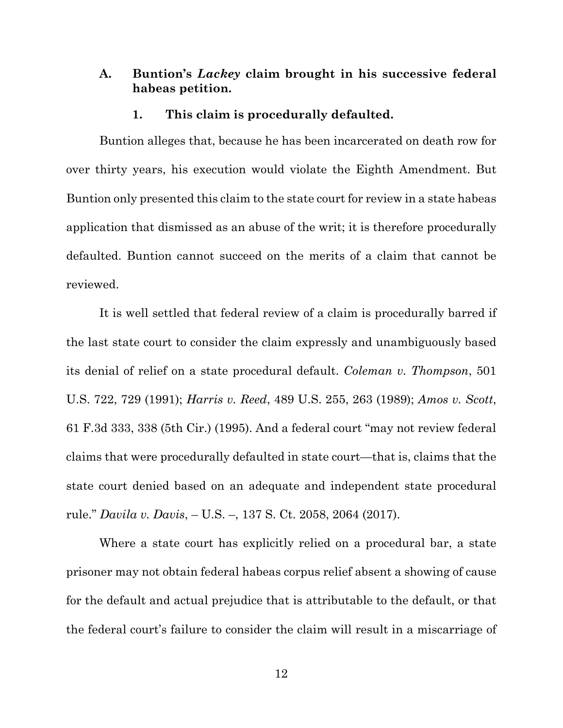### A. Buntion's *Lackey* claim brought in his successive federal habeas petition.

#### 1. This claim is procedurally defaulted.

Buntion alleges that, because he has been incarcerated on death row for over thirty years, his execution would violate the Eighth Amendment. But Buntion only presented this claim to the state court for review in a state habeas application that dismissed as an abuse of the writ; it is therefore procedurally defaulted. Buntion cannot succeed on the merits of a claim that cannot be reviewed.

It is well settled that federal review of a claim is procedurally barred if the last state court to consider the claim expressly and unambiguously based its denial of relief on a state procedural default. *Coleman v. Thompson*, 501 U.S. 722, 729 (1991); *Harris v. Reed*, 489 U.S. 255, 263 (1989); *Amos v. Scott*, 61 F.3d 333, 338 (5th Cir.) (1995). And a federal court "may not review federal claims that were procedurally defaulted in state court—that is, claims that the state court denied based on an adequate and independent state procedural rule." *Davila v. Davis*, – U.S. –, 137 S. Ct. 2058, 2064 (2017).

Where a state court has explicitly relied on a procedural bar, a state prisoner may not obtain federal habeas corpus relief absent a showing of cause for the default and actual prejudice that is attributable to the default, or that the federal court's failure to consider the claim will result in a miscarriage of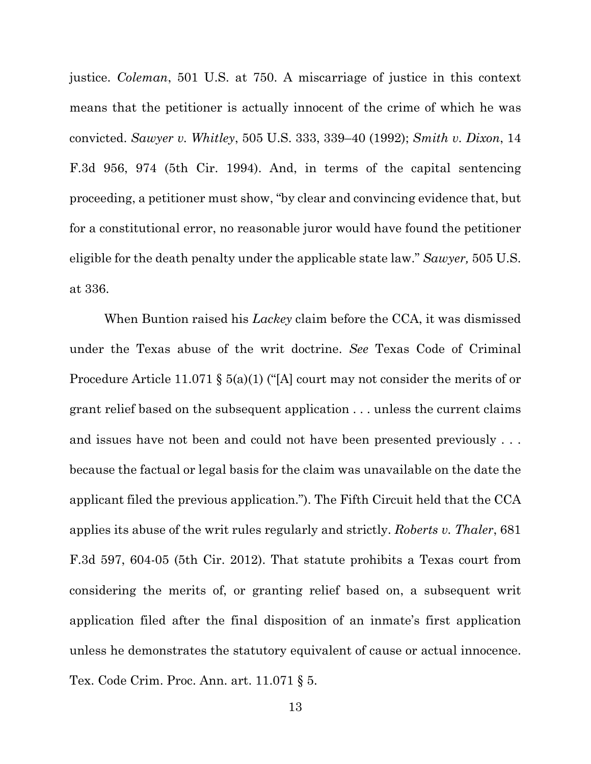justice. *Coleman*, 501 U.S. at 750. A miscarriage of justice in this context means that the petitioner is actually innocent of the crime of which he was convicted. *Sawyer v. Whitley*, 505 U.S. 333, 339–40 (1992); *Smith v. Dixon*, 14 F.3d 956, 974 (5th Cir. 1994). And, in terms of the capital sentencing proceeding, a petitioner must show, "by clear and convincing evidence that, but for a constitutional error, no reasonable juror would have found the petitioner eligible for the death penalty under the applicable state law." *Sawyer,* 505 U.S. at 336.

When Buntion raised his *Lackey* claim before the CCA, it was dismissed under the Texas abuse of the writ doctrine. *See* Texas Code of Criminal Procedure Article 11.071 § 5(a)(1) ("[A] court may not consider the merits of or grant relief based on the subsequent application . . . unless the current claims and issues have not been and could not have been presented previously . . . because the factual or legal basis for the claim was unavailable on the date the applicant filed the previous application."). The Fifth Circuit held that the CCA applies its abuse of the writ rules regularly and strictly. *Roberts v. Thaler*, 681 F.3d 597, 604-05 (5th Cir. 2012). That statute prohibits a Texas court from considering the merits of, or granting relief based on, a subsequent writ application filed after the final disposition of an inmate's first application unless he demonstrates the statutory equivalent of cause or actual innocence. Tex. Code Crim. Proc. Ann. art. 11.071 § 5.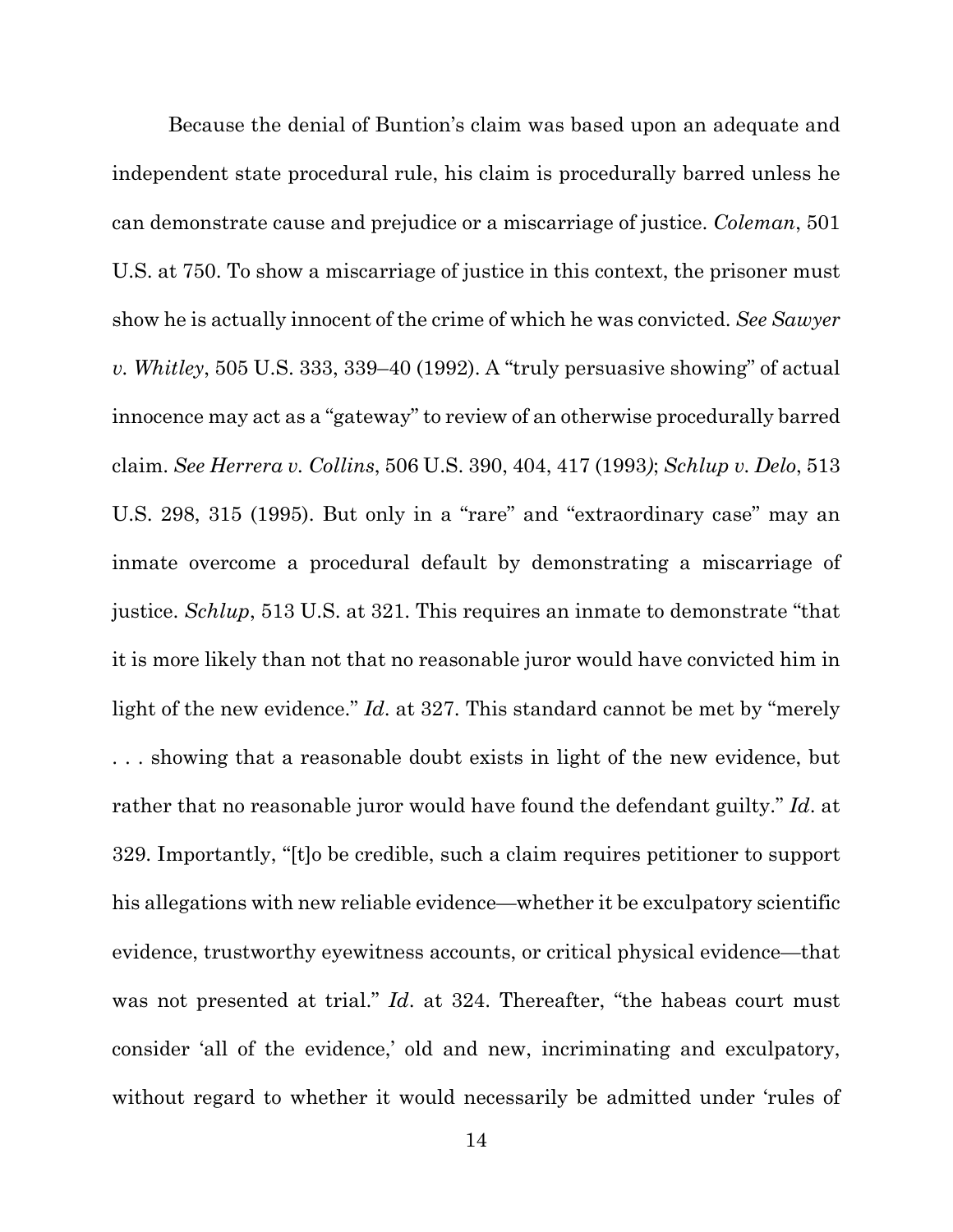Because the denial of Buntion's claim was based upon an adequate and independent state procedural rule, his claim is procedurally barred unless he can demonstrate cause and prejudice or a miscarriage of justice. *Coleman*, 501 U.S. at 750. To show a miscarriage of justice in this context, the prisoner must show he is actually innocent of the crime of which he was convicted. *See Sawyer v. Whitley*, 505 U.S. 333, 339–40 (1992). A "truly persuasive showing" of actual innocence may act as a "gateway" to review of an otherwise procedurally barred claim. *See Herrera v. Collins*, 506 U.S. 390, 404, 417 (1993); *Schlup v. Delo*, 513 U.S. 298, 315 (1995). But only in a "rare" and "extraordinary case" may an inmate overcome a procedural default by demonstrating a miscarriage of justice. *Schlup*, 513 U.S. at 321. This requires an inmate to demonstrate "that it is more likely than not that no reasonable juror would have convicted him in light of the new evidence." *Id*. at 327. This standard cannot be met by "merely . . . showing that a reasonable doubt exists in light of the new evidence, but rather that no reasonable juror would have found the defendant guilty." *Id*. at 329. Importantly, "[t]o be credible, such a claim requires petitioner to support his allegations with new reliable evidence—whether it be exculpatory scientific evidence, trustworthy eyewitness accounts, or critical physical evidence—that was not presented at trial." *Id*. at 324. Thereafter, "the habeas court must consider 'all of the evidence,' old and new, incriminating and exculpatory, without regard to whether it would necessarily be admitted under 'rules of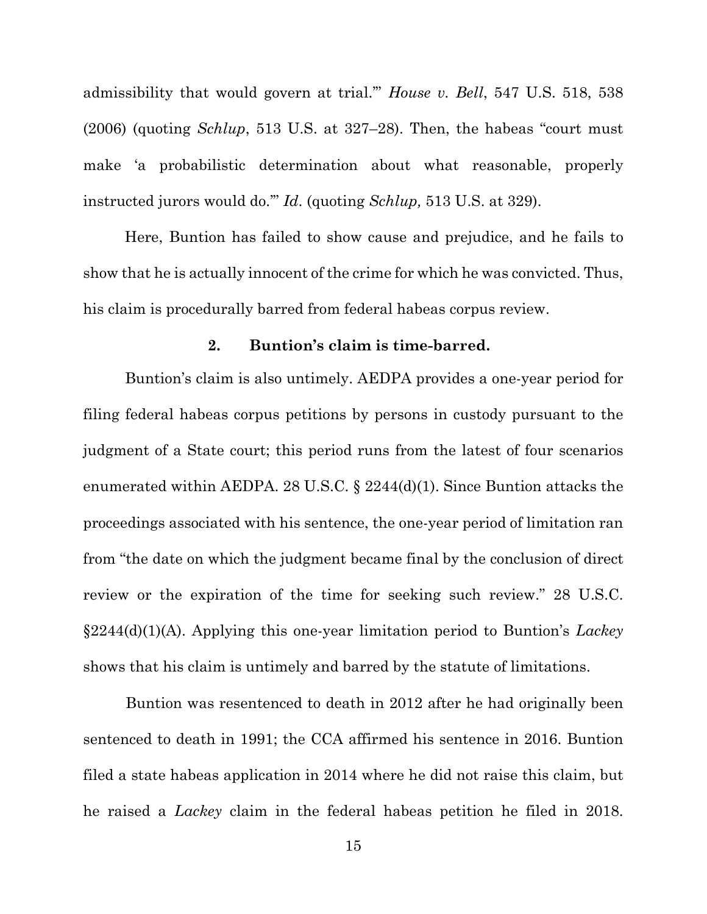admissibility that would govern at trial.'" *House v. Bell*, 547 U.S. 518, 538 (2006) (quoting *Schlup*, 513 U.S. at 327–28). Then, the habeas "court must make 'a probabilistic determination about what reasonable, properly instructed jurors would do.'" *Id*. (quoting *Schlup,* 513 U.S. at 329).

Here, Buntion has failed to show cause and prejudice, and he fails to show that he is actually innocent of the crime for which he was convicted. Thus, his claim is procedurally barred from federal habeas corpus review.

### 2. Buntion's claim is time-barred.

Buntion's claim is also untimely. AEDPA provides a one-year period for filing federal habeas corpus petitions by persons in custody pursuant to the judgment of a State court; this period runs from the latest of four scenarios enumerated within AEDPA. 28 U.S.C. § 2244(d)(1). Since Buntion attacks the proceedings associated with his sentence, the one-year period of limitation ran from "the date on which the judgment became final by the conclusion of direct review or the expiration of the time for seeking such review." 28 U.S.C. §2244(d)(1)(A). Applying this one-year limitation period to Buntion's *Lackey* shows that his claim is untimely and barred by the statute of limitations.

Buntion was resentenced to death in 2012 after he had originally been sentenced to death in 1991; the CCA affirmed his sentence in 2016. Buntion filed a state habeas application in 2014 where he did not raise this claim, but he raised a *Lackey* claim in the federal habeas petition he filed in 2018.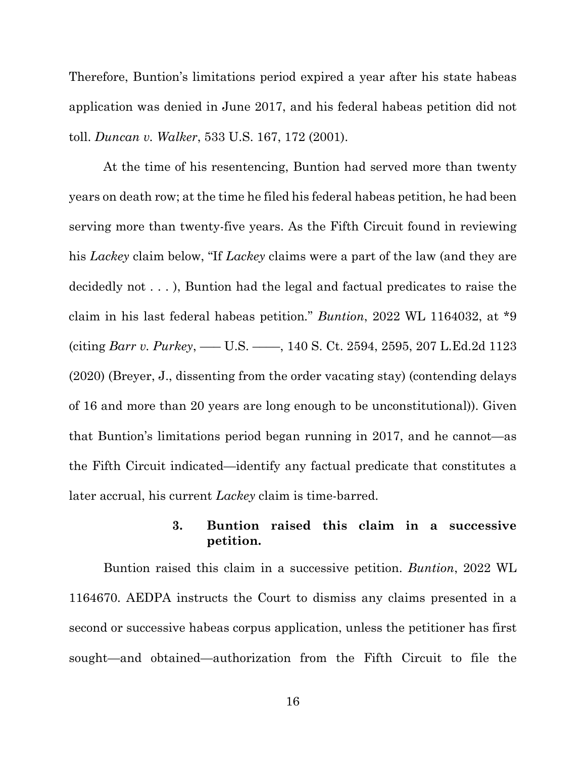Therefore, Buntion's limitations period expired a year after his state habeas application was denied in June 2017, and his federal habeas petition did not toll. *Duncan v. Walker*, 533 U.S. 167, 172 (2001).

At the time of his resentencing, Buntion had served more than twenty years on death row; at the time he filed his federal habeas petition, he had been serving more than twenty-five years. As the Fifth Circuit found in reviewing his *Lackey* claim below, "If *Lackey* claims were a part of the law (and they are decidedly not . . . ), Buntion had the legal and factual predicates to raise the claim in his last federal habeas petition." *Buntion*, 2022 WL 1164032, at *9 (citing *Barr v. Purkey*, ––– U.S. ––––, 140 S. Ct. 2594, 2595, 207 L.Ed.2d 1123 (2020) (Breyer, J., dissenting from the order vacating stay) (contending delays of 16 and more than 20 years are long enough to be unconstitutional)). Given that Buntion's limitations period began running in 2017, and he cannot—as the Fifth Circuit indicated—identify any factual predicate that constitutes a later accrual, his current *Lackey* claim is time-barred.

#### 3. Buntion raised this claim in a successive petition.

Buntion raised this claim in a successive petition. *Buntion*, 2022 WL 1164670. AEDPA instructs the Court to dismiss any claims presented in a second or successive habeas corpus application, unless the petitioner has first sought—and obtained—authorization from the Fifth Circuit to file the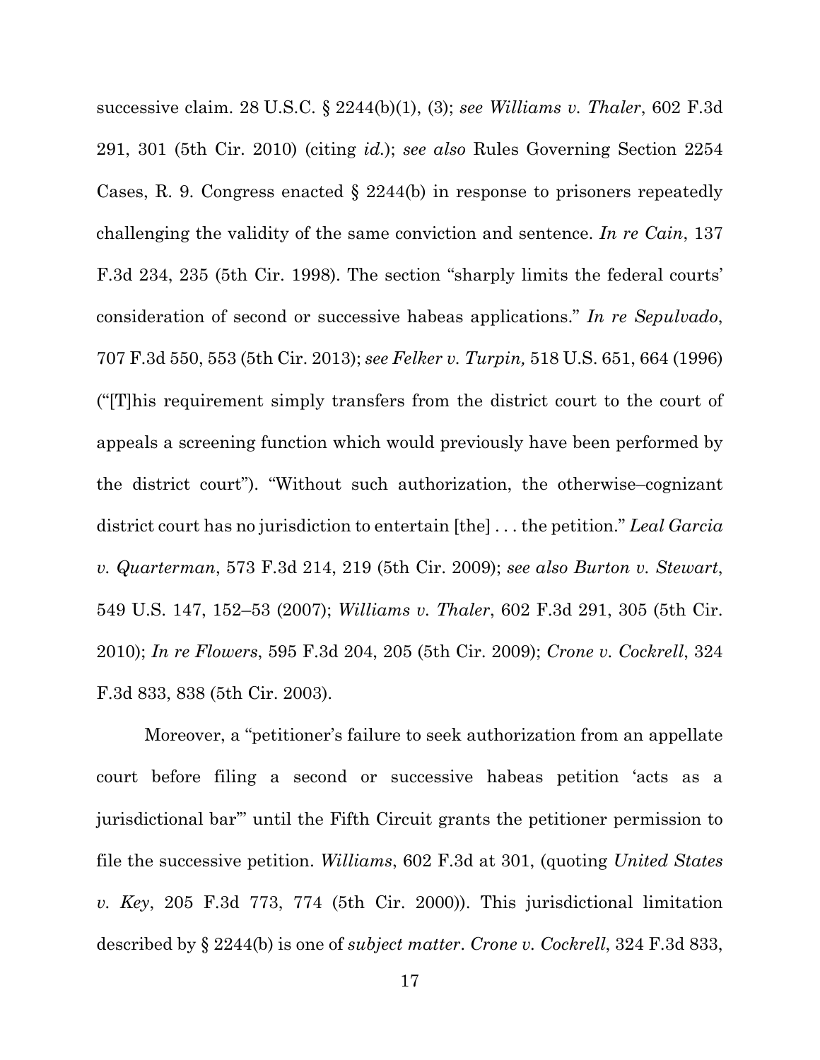successive claim. 28 U.S.C. § 2244(b)(1), (3); *see Williams v. Thaler*, 602 F.3d 291, 301 (5th Cir. 2010) (citing *id.*); *see also* Rules Governing Section 2254 Cases, R. 9. Congress enacted § 2244(b) in response to prisoners repeatedly challenging the validity of the same conviction and sentence. *In re Cain*, 137 F.3d 234, 235 (5th Cir. 1998). The section "sharply limits the federal courts' consideration of second or successive habeas applications." *In re Sepulvado*, 707 F.3d 550, 553 (5th Cir. 2013); *see Felker v. Turpin,* 518 U.S. 651, 664 (1996) ("[T]his requirement simply transfers from the district court to the court of appeals a screening function which would previously have been performed by the district court"). "Without such authorization, the otherwise–cognizant district court has no jurisdiction to entertain [the] . . . the petition." *Leal Garcia v. Quarterman*, 573 F.3d 214, 219 (5th Cir. 2009); *see also Burton v. Stewart*, 549 U.S. 147, 152–53 (2007); *Williams v. Thaler*, 602 F.3d 291, 305 (5th Cir. 2010); *In re Flowers*, 595 F.3d 204, 205 (5th Cir. 2009); *Crone v. Cockrell*, 324 F.3d 833, 838 (5th Cir. 2003).

Moreover, a "petitioner's failure to seek authorization from an appellate court before filing a second or successive habeas petition 'acts as a jurisdictional bar'" until the Fifth Circuit grants the petitioner permission to file the successive petition. *Williams*, 602 F.3d at 301, (quoting *United States v. Key*, 205 F.3d 773, 774 (5th Cir. 2000)). This jurisdictional limitation described by § 2244(b) is one of *subject matter*. *Crone v. Cockrell*, 324 F.3d 833,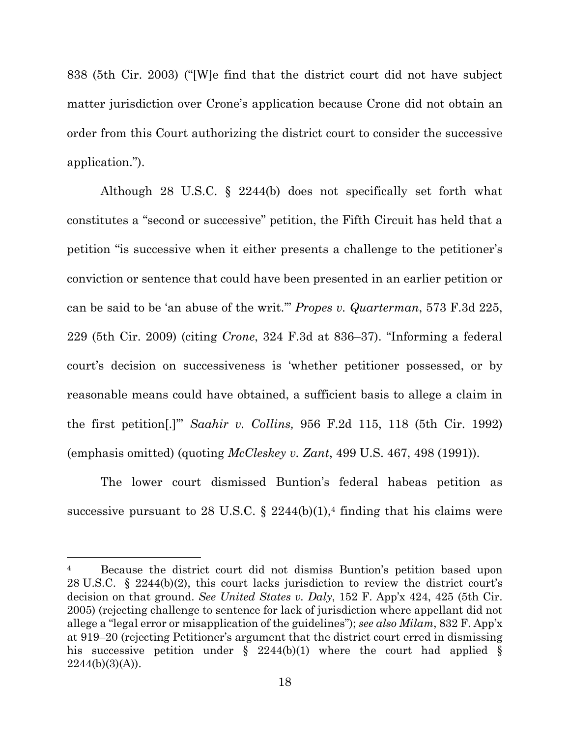838 (5th Cir. 2003) ("[W]e find that the district court did not have subject matter jurisdiction over Crone's application because Crone did not obtain an order from this Court authorizing the district court to consider the successive application.").

Although 28 U.S.C. § 2244(b) does not specifically set forth what constitutes a "second or successive" petition, the Fifth Circuit has held that a petition "is successive when it either presents a challenge to the petitioner's conviction or sentence that could have been presented in an earlier petition or can be said to be 'an abuse of the writ.'" *Propes v. Quarterman*, 573 F.3d 225, 229 (5th Cir. 2009) (citing *Crone*, 324 F.3d at 836–37). "Informing a federal court's decision on successiveness is 'whether petitioner possessed, or by reasonable means could have obtained, a sufficient basis to allege a claim in the first petition[.]'" *Saahir v. Collins,* 956 F.2d 115, 118 (5th Cir. 1992) (emphasis omitted) (quoting *McCleskey v. Zant*, 499 U.S. 467, 498 (1991)).

The lower court dismissed Buntion's federal habeas petition as successive pursuant to 28 U.S.C. § 2244(b)(1),[4] finding that his claims were

---

[4] Because the district court did not dismiss Buntion's petition based upon 28 U.S.C. § 2244(b)(2), this court lacks jurisdiction to review the district court's decision on that ground. *See United States v. Daly*, 152 F. App'x 424, 425 (5th Cir. 2005) (rejecting challenge to sentence for lack of jurisdiction where appellant did not allege a "legal error or misapplication of the guidelines"); *see also Milam*, 832 F. App'x at 919–20 (rejecting Petitioner's argument that the district court erred in dismissing his successive petition under § 2244(b)(1) where the court had applied § 2244(b)(3)(A)).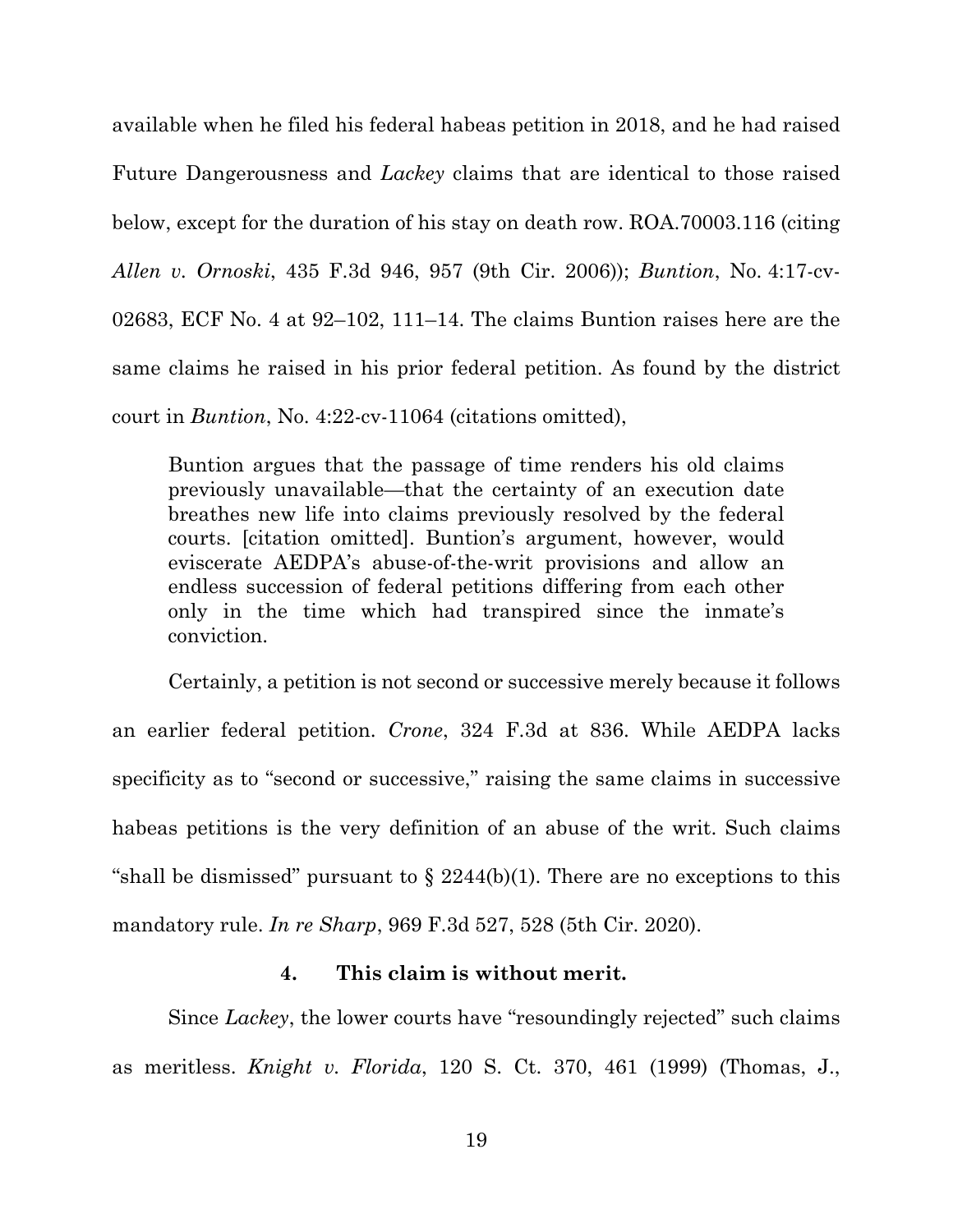available when he filed his federal habeas petition in 2018, and he had raised Future Dangerousness and *Lackey* claims that are identical to those raised below, except for the duration of his stay on death row. ROA.70003.116 (citing *Allen v. Ornoski*, 435 F.3d 946, 957 (9th Cir. 2006)); *Buntion*, No. 4:17-cv-02683, ECF No. 4 at 92–102, 111–14. The claims Buntion raises here are the same claims he raised in his prior federal petition. As found by the district court in *Buntion*, No. 4:22-cv-11064 (citations omitted),

> Buntion argues that the passage of time renders his old claims previously unavailable—that the certainty of an execution date breathes new life into claims previously resolved by the federal courts. [citation omitted]. Buntion's argument, however, would eviscerate AEDPA's abuse-of-the-writ provisions and allow an endless succession of federal petitions differing from each other only in the time which had transpired since the inmate's conviction.

Certainly, a petition is not second or successive merely because it follows an earlier federal petition. *Crone*, 324 F.3d at 836. While AEDPA lacks specificity as to "second or successive," raising the same claims in successive habeas petitions is the very definition of an abuse of the writ. Such claims "shall be dismissed" pursuant to § 2244(b)(1). There are no exceptions to this mandatory rule. *In re Sharp*, 969 F.3d 527, 528 (5th Cir. 2020).

#### 4. This claim is without merit.

Since *Lackey*, the lower courts have "resoundingly rejected" such claims as meritless. *Knight v. Florida*, 120 S. Ct. 370, 461 (1999) (Thomas, J.,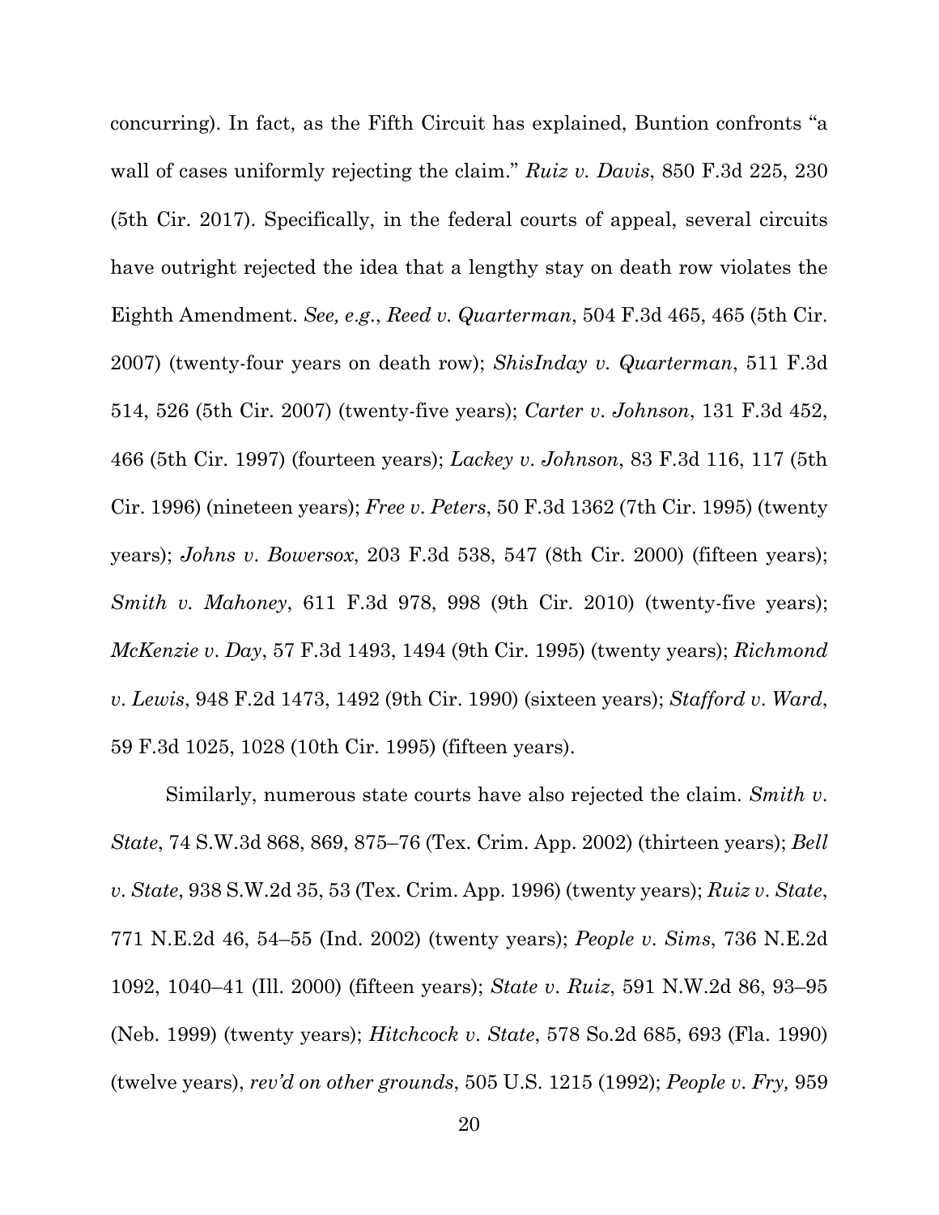concurring). In fact, as the Fifth Circuit has explained, Buntion confronts "a wall of cases uniformly rejecting the claim." *Ruiz v. Davis*, 850 F.3d 225, 230 (5th Cir. 2017). Specifically, in the federal courts of appeal, several circuits have outright rejected the idea that a lengthy stay on death row violates the Eighth Amendment. *See, e.g.*, *Reed v. Quarterman*, 504 F.3d 465, 465 (5th Cir. 2007) (twenty-four years on death row); *ShisInday v. Quarterman*, 511 F.3d 514, 526 (5th Cir. 2007) (twenty-five years); *Carter v. Johnson*, 131 F.3d 452, 466 (5th Cir. 1997) (fourteen years); *Lackey v. Johnson*, 83 F.3d 116, 117 (5th Cir. 1996) (nineteen years); *Free v. Peters*, 50 F.3d 1362 (7th Cir. 1995) (twenty years); *Johns v. Bowersox*, 203 F.3d 538, 547 (8th Cir. 2000) (fifteen years); *Smith v. Mahoney*, 611 F.3d 978, 998 (9th Cir. 2010) (twenty-five years); *McKenzie v. Day*, 57 F.3d 1493, 1494 (9th Cir. 1995) (twenty years); *Richmond v. Lewis*, 948 F.2d 1473, 1492 (9th Cir. 1990) (sixteen years); *Stafford v. Ward*, 59 F.3d 1025, 1028 (10th Cir. 1995) (fifteen years).

Similarly, numerous state courts have also rejected the claim. *Smith v. State*, 74 S.W.3d 868, 869, 875–76 (Tex. Crim. App. 2002) (thirteen years); *Bell v. State*, 938 S.W.2d 35, 53 (Tex. Crim. App. 1996) (twenty years); *Ruiz v. State*, 771 N.E.2d 46, 54–55 (Ind. 2002) (twenty years); *People v. Sims*, 736 N.E.2d 1092, 1040–41 (Ill. 2000) (fifteen years); *State v. Ruiz*, 591 N.W.2d 86, 93–95 (Neb. 1999) (twenty years); *Hitchcock v. State*, 578 So.2d 685, 693 (Fla. 1990) (twelve years), *rev'd on other grounds*, 505 U.S. 1215 (1992); *People v. Fry,* 959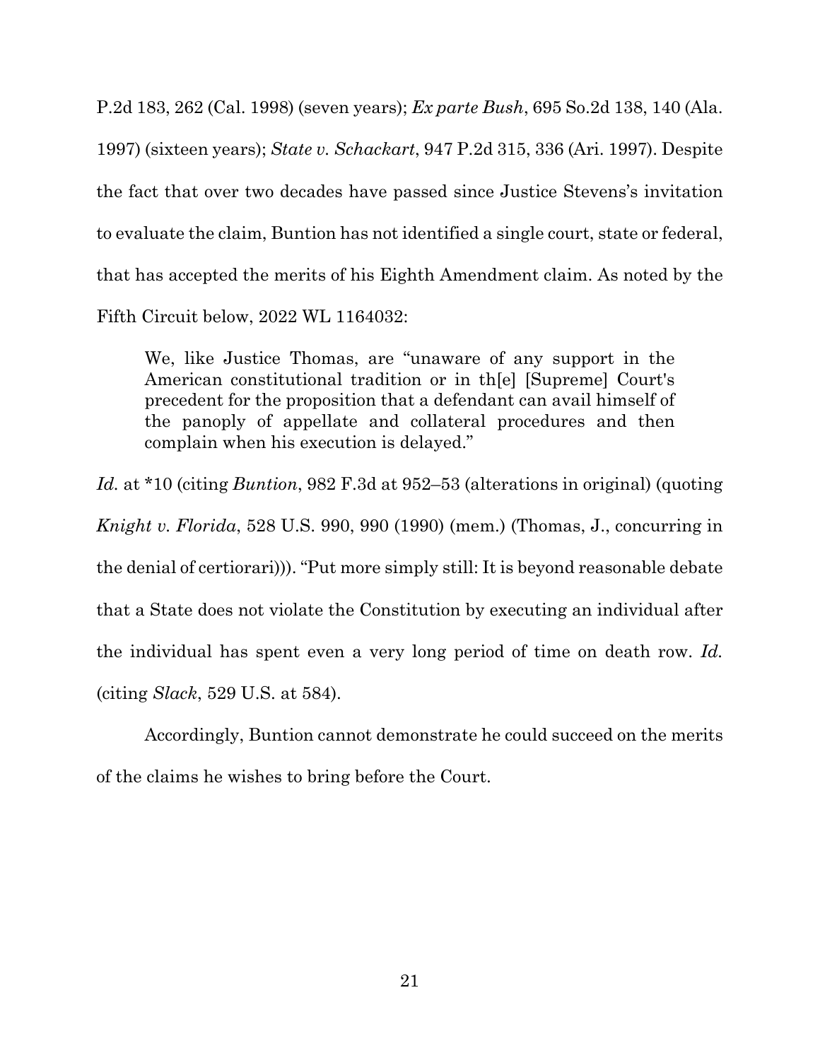P.2d 183, 262 (Cal. 1998) (seven years); *Ex parte Bush*, 695 So.2d 138, 140 (Ala. 1997) (sixteen years); *State v. Schackart*, 947 P.2d 315, 336 (Ari. 1997). Despite the fact that over two decades have passed since Justice Stevens's invitation to evaluate the claim, Buntion has not identified a single court, state or federal, that has accepted the merits of his Eighth Amendment claim. As noted by the Fifth Circuit below, 2022 WL 1164032:

> We, like Justice Thomas, are "unaware of any support in the American constitutional tradition or in th[e] [Supreme] Court's precedent for the proposition that a defendant can avail himself of the panoply of appellate and collateral procedures and then complain when his execution is delayed."

*Id.* at *10 (citing *Buntion*, 982 F.3d at 952–53 (alterations in original) (quoting *Knight v. Florida*, 528 U.S. 990, 990 (1990) (mem.) (Thomas, J., concurring in the denial of certiorari))). "Put more simply still: It is beyond reasonable debate that a State does not violate the Constitution by executing an individual after the individual has spent even a very long period of time on death row. *Id.* (citing *Slack*, 529 U.S. at 584).

Accordingly, Buntion cannot demonstrate he could succeed on the merits of the claims he wishes to bring before the Court.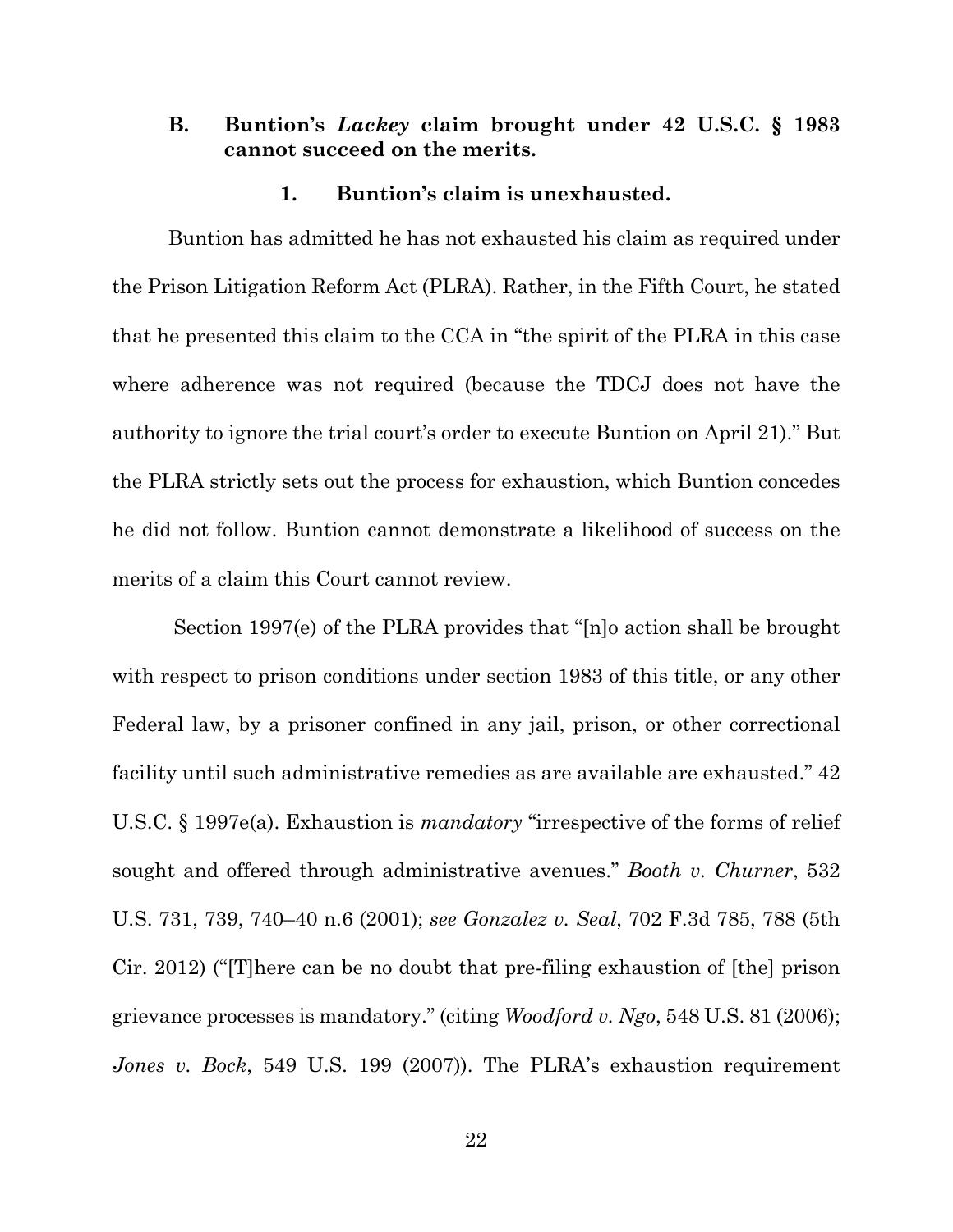### B. Buntion's *Lackey* claim brought under 42 U.S.C. § 1983 cannot succeed on the merits.

#### 1. Buntion's claim is unexhausted.

Buntion has admitted he has not exhausted his claim as required under the Prison Litigation Reform Act (PLRA). Rather, in the Fifth Court, he stated that he presented this claim to the CCA in "the spirit of the PLRA in this case where adherence was not required (because the TDCJ does not have the authority to ignore the trial court's order to execute Buntion on April 21)." But the PLRA strictly sets out the process for exhaustion, which Buntion concedes he did not follow. Buntion cannot demonstrate a likelihood of success on the merits of a claim this Court cannot review.

Section 1997(e) of the PLRA provides that "[n]o action shall be brought with respect to prison conditions under section 1983 of this title, or any other Federal law, by a prisoner confined in any jail, prison, or other correctional facility until such administrative remedies as are available are exhausted." 42 U.S.C. § 1997e(a). Exhaustion is *mandatory* "irrespective of the forms of relief sought and offered through administrative avenues." *Booth v. Churner*, 532 U.S. 731, 739, 740–40 n.6 (2001); *see Gonzalez v. Seal*, 702 F.3d 785, 788 (5th Cir. 2012) ("[T]here can be no doubt that pre-filing exhaustion of [the] prison grievance processes is mandatory." (citing *Woodford v. Ngo*, 548 U.S. 81 (2006); *Jones v. Bock*, 549 U.S. 199 (2007)). The PLRA's exhaustion requirement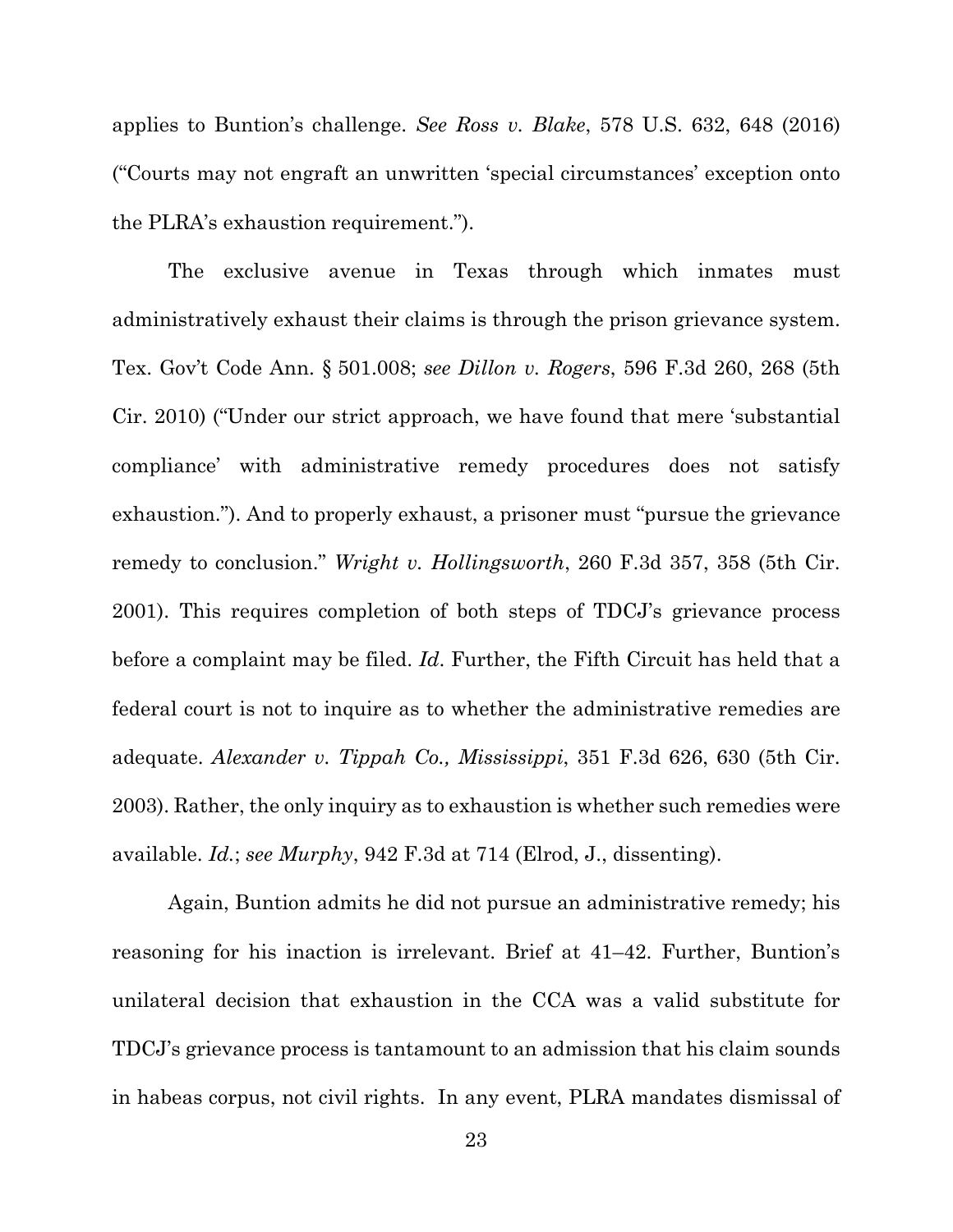applies to Buntion's challenge. *See Ross v. Blake*, 578 U.S. 632, 648 (2016) ("Courts may not engraft an unwritten 'special circumstances' exception onto the PLRA's exhaustion requirement.").

The exclusive avenue in Texas through which inmates must administratively exhaust their claims is through the prison grievance system. Tex. Gov't Code Ann. § 501.008; *see Dillon v. Rogers*, 596 F.3d 260, 268 (5th Cir. 2010) ("Under our strict approach, we have found that mere 'substantial compliance' with administrative remedy procedures does not satisfy exhaustion."). And to properly exhaust, a prisoner must "pursue the grievance remedy to conclusion." *Wright v. Hollingsworth*, 260 F.3d 357, 358 (5th Cir. 2001). This requires completion of both steps of TDCJ's grievance process before a complaint may be filed. *Id*. Further, the Fifth Circuit has held that a federal court is not to inquire as to whether the administrative remedies are adequate. *Alexander v. Tippah Co., Mississippi*, 351 F.3d 626, 630 (5th Cir. 2003). Rather, the only inquiry as to exhaustion is whether such remedies were available. *Id.*; *see Murphy*, 942 F.3d at 714 (Elrod, J., dissenting).

Again, Buntion admits he did not pursue an administrative remedy; his reasoning for his inaction is irrelevant. Brief at 41–42. Further, Buntion's unilateral decision that exhaustion in the CCA was a valid substitute for TDCJ's grievance process is tantamount to an admission that his claim sounds in habeas corpus, not civil rights. In any event, PLRA mandates dismissal of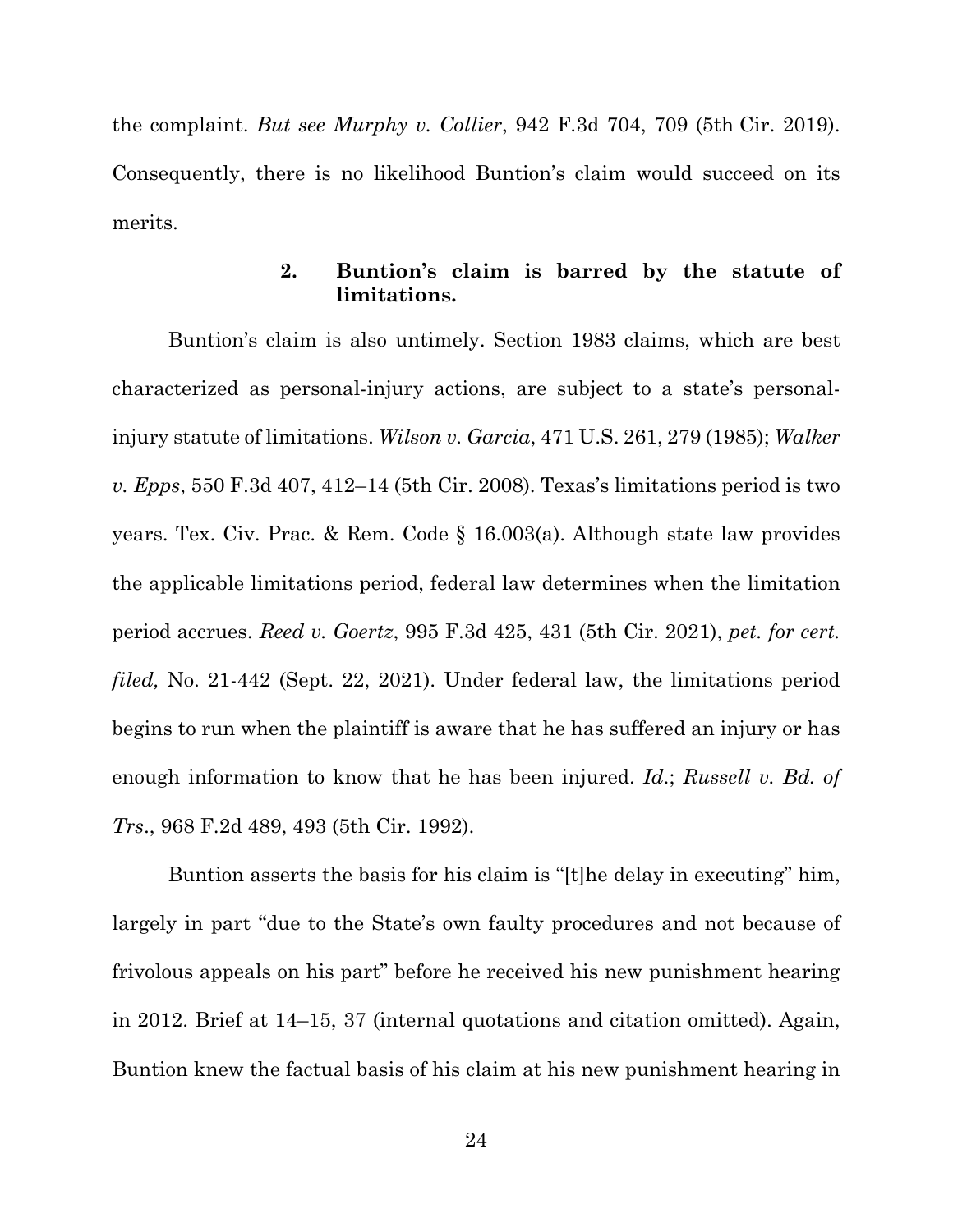the complaint. *But see Murphy v. Collier*, 942 F.3d 704, 709 (5th Cir. 2019). Consequently, there is no likelihood Buntion's claim would succeed on its merits.

#### 2. Buntion's claim is barred by the statute of limitations.

Buntion's claim is also untimely. Section 1983 claims, which are best characterized as personal-injury actions, are subject to a state's personal-injury statute of limitations. *Wilson v. Garcia*, 471 U.S. 261, 279 (1985); *Walker v. Epps*, 550 F.3d 407, 412–14 (5th Cir. 2008). Texas's limitations period is two years. Tex. Civ. Prac. & Rem. Code § 16.003(a). Although state law provides the applicable limitations period, federal law determines when the limitation period accrues. *Reed v. Goertz*, 995 F.3d 425, 431 (5th Cir. 2021), *pet. for cert. filed,* No. 21-442 (Sept. 22, 2021). Under federal law, the limitations period begins to run when the plaintiff is aware that he has suffered an injury or has enough information to know that he has been injured. *Id.*; *Russell v. Bd. of Trs*., 968 F.2d 489, 493 (5th Cir. 1992).

Buntion asserts the basis for his claim is "[t]he delay in executing" him, largely in part "due to the State's own faulty procedures and not because of frivolous appeals on his part" before he received his new punishment hearing in 2012. Brief at 14–15, 37 (internal quotations and citation omitted). Again, Buntion knew the factual basis of his claim at his new punishment hearing in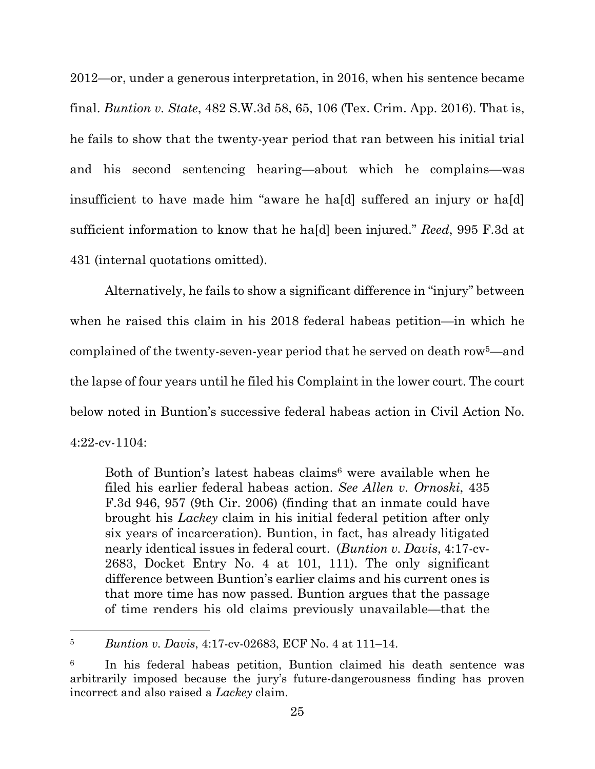2012—or, under a generous interpretation, in 2016, when his sentence became final. *Buntion v. State*, 482 S.W.3d 58, 65, 106 (Tex. Crim. App. 2016). That is, he fails to show that the twenty-year period that ran between his initial trial and his second sentencing hearing—about which he complains—was insufficient to have made him "aware he ha[d] suffered an injury or ha[d] sufficient information to know that he ha[d] been injured." *Reed*, 995 F.3d at 431 (internal quotations omitted).

Alternatively, he fails to show a significant difference in "injury" between when he raised this claim in his 2018 federal habeas petition—in which he complained of the twenty-seven-year period that he served on death row[5]—and the lapse of four years until he filed his Complaint in the lower court. The court below noted in Buntion's successive federal habeas action in Civil Action No. 4:22-cv-1104:

> Both of Buntion's latest habeas claims[6] were available when he filed his earlier federal habeas action. *See Allen v. Ornoski*, 435 F.3d 946, 957 (9th Cir. 2006) (finding that an inmate could have brought his *Lackey* claim in his initial federal petition after only six years of incarceration). Buntion, in fact, has already litigated nearly identical issues in federal court. (*Buntion v. Davis*, 4:17-cv-2683, Docket Entry No. 4 at 101, 111). The only significant difference between Buntion's earlier claims and his current ones is that more time has now passed. Buntion argues that the passage of time renders his old claims previously unavailable—that the

---

[5] *Buntion v. Davis*, 4:17-cv-02683, ECF No. 4 at 111–14.

[6] In his federal habeas petition, Buntion claimed his death sentence was arbitrarily imposed because the jury's future-dangerousness finding has proven incorrect and also raised a *Lackey* claim.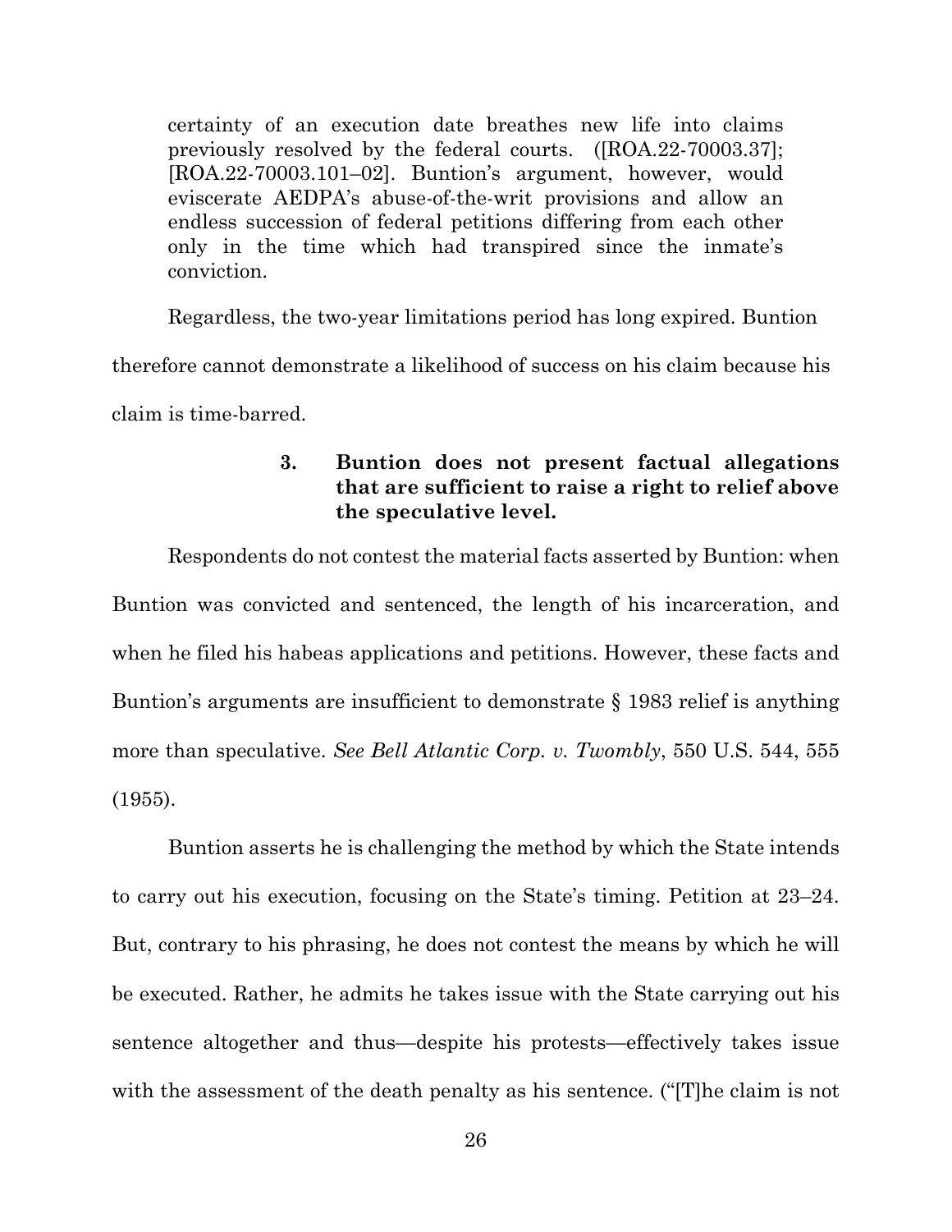> certainty of an execution date breathes new life into claims previously resolved by the federal courts. ([ROA.22-70003.37]; [ROA.22-70003.101–02]. Buntion's argument, however, would eviscerate AEDPA's abuse-of-the-writ provisions and allow an endless succession of federal petitions differing from each other only in the time which had transpired since the inmate's conviction.

Regardless, the two-year limitations period has long expired. Buntion therefore cannot demonstrate a likelihood of success on his claim because his claim is time-barred.

### 3. Buntion does not present factual allegations that are sufficient to raise a right to relief above the speculative level.

Respondents do not contest the material facts asserted by Buntion: when Buntion was convicted and sentenced, the length of his incarceration, and when he filed his habeas applications and petitions. However, these facts and Buntion's arguments are insufficient to demonstrate § 1983 relief is anything more than speculative. *See Bell Atlantic Corp. v. Twombly*, 550 U.S. 544, 555 (1955).

Buntion asserts he is challenging the method by which the State intends to carry out his execution, focusing on the State's timing. Petition at 23–24. But, contrary to his phrasing, he does not contest the means by which he will be executed. Rather, he admits he takes issue with the State carrying out his sentence altogether and thus—despite his protests—effectively takes issue with the assessment of the death penalty as his sentence. ("[T]he claim is not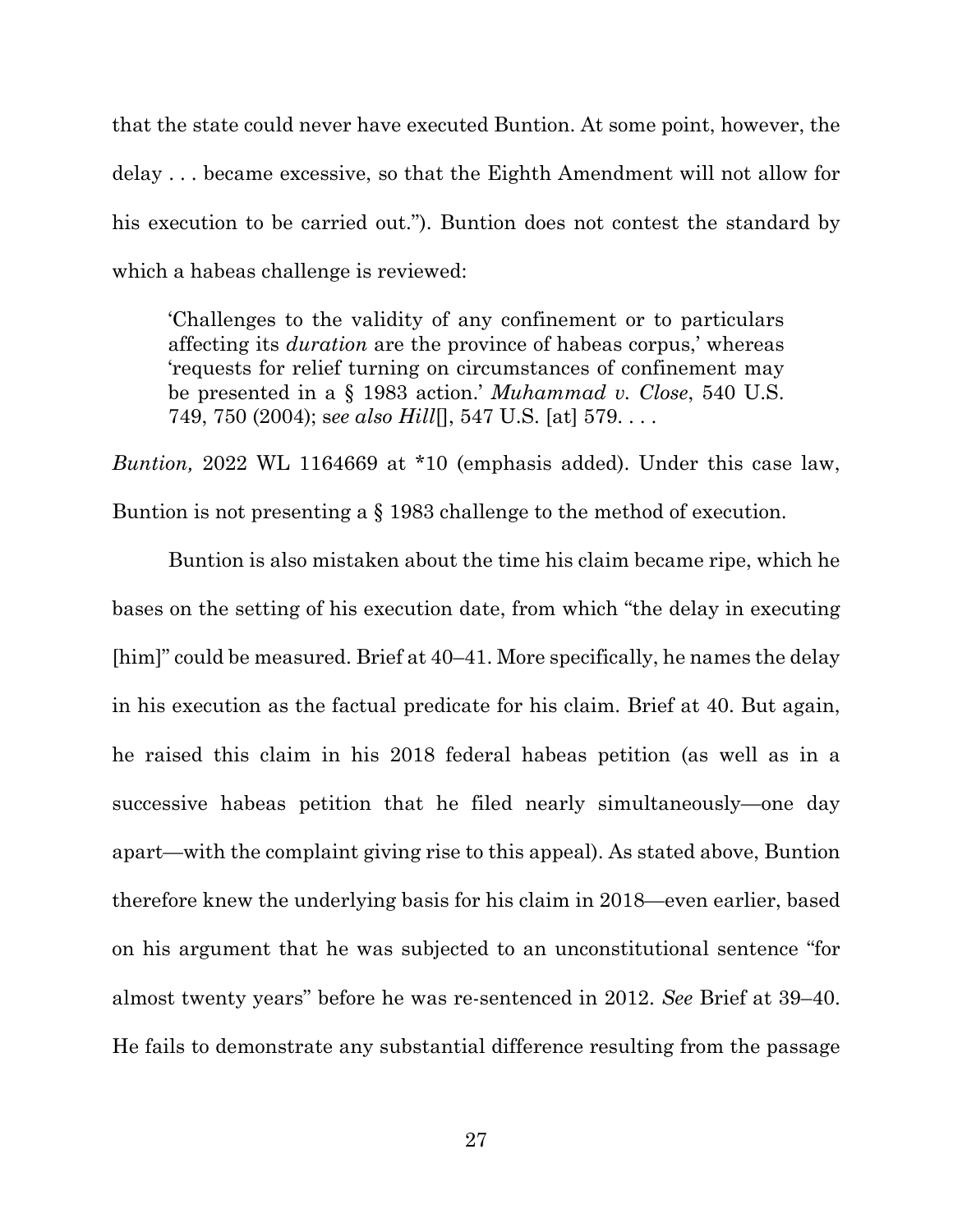that the state could never have executed Buntion. At some point, however, the delay . . . became excessive, so that the Eighth Amendment will not allow for his execution to be carried out."). Buntion does not contest the standard by which a habeas challenge is reviewed:

> 'Challenges to the validity of any confinement or to particulars affecting its *duration* are the province of habeas corpus,' whereas 'requests for relief turning on circumstances of confinement may be presented in a § 1983 action.' *Muhammad v. Close*, 540 U.S. 749, 750 (2004); s*ee also Hill*[], 547 U.S. [at] 579. . . .

*Buntion,* 2022 WL 1164669 at *10 (emphasis added). Under this case law, Buntion is not presenting a § 1983 challenge to the method of execution.

Buntion is also mistaken about the time his claim became ripe, which he bases on the setting of his execution date, from which "the delay in executing [him]" could be measured. Brief at 40–41. More specifically, he names the delay in his execution as the factual predicate for his claim. Brief at 40. But again, he raised this claim in his 2018 federal habeas petition (as well as in a successive habeas petition that he filed nearly simultaneously—one day apart—with the complaint giving rise to this appeal). As stated above, Buntion therefore knew the underlying basis for his claim in 2018—even earlier, based on his argument that he was subjected to an unconstitutional sentence "for almost twenty years" before he was re-sentenced in 2012. *See* Brief at 39–40. He fails to demonstrate any substantial difference resulting from the passage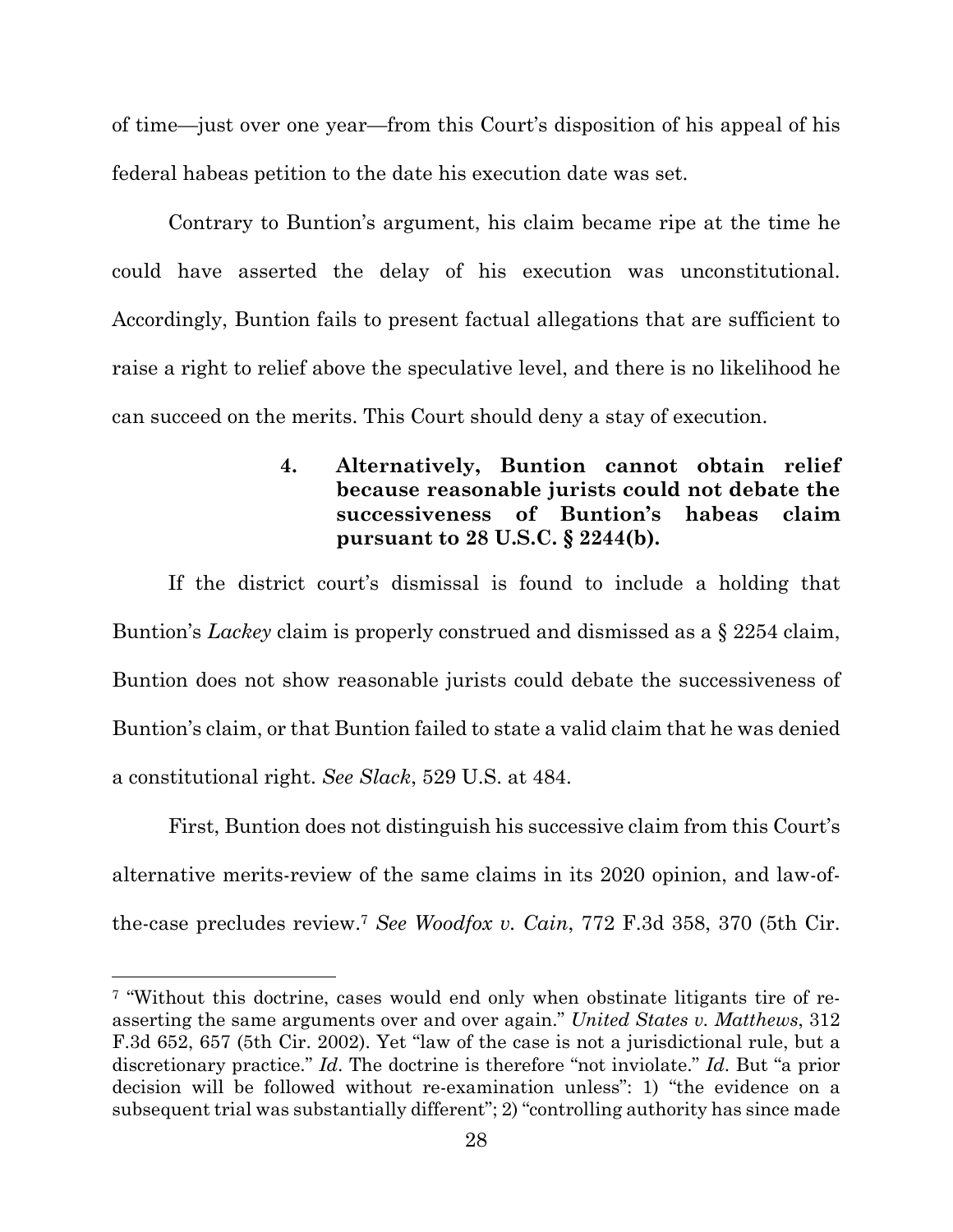of time—just over one year—from this Court's disposition of his appeal of his federal habeas petition to the date his execution date was set.

Contrary to Buntion's argument, his claim became ripe at the time he could have asserted the delay of his execution was unconstitutional. Accordingly, Buntion fails to present factual allegations that are sufficient to raise a right to relief above the speculative level, and there is no likelihood he can succeed on the merits. This Court should deny a stay of execution.

**4. Alternatively, Buntion cannot obtain relief because reasonable jurists could not debate the successiveness of Buntion's habeas claim pursuant to 28 U.S.C. § 2244(b).**

If the district court's dismissal is found to include a holding that Buntion's *Lackey* claim is properly construed and dismissed as a § 2254 claim, Buntion does not show reasonable jurists could debate the successiveness of Buntion's claim, or that Buntion failed to state a valid claim that he was denied a constitutional right. *See Slack*, 529 U.S. at 484.

First, Buntion does not distinguish his successive claim from this Court's alternative merits-review of the same claims in its 2020 opinion, and law-of-the-case precludes review.[7] *See Woodfox v. Cain*, 772 F.3d 358, 370 (5th Cir.

---

[7] "Without this doctrine, cases would end only when obstinate litigants tire of re-asserting the same arguments over and over again." *United States v. Matthews*, 312 F.3d 652, 657 (5th Cir. 2002). Yet "law of the case is not a jurisdictional rule, but a discretionary practice." *Id.* The doctrine is therefore "not inviolate." *Id.* But "a prior decision will be followed without re-examination unless": 1) "the evidence on a subsequent trial was substantially different"; 2) "controlling authority has since made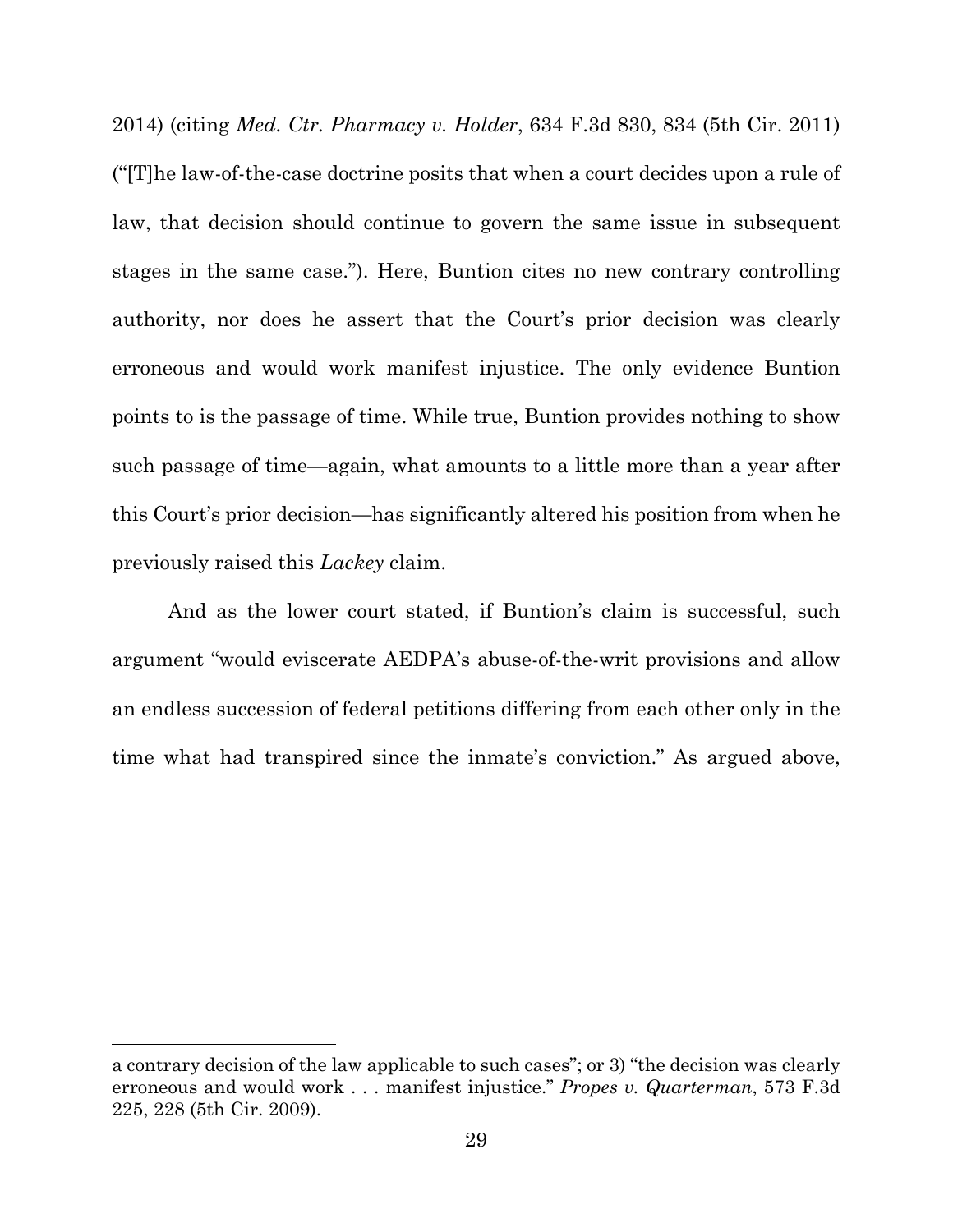2014) (citing *Med. Ctr. Pharmacy v. Holder*, 634 F.3d 830, 834 (5th Cir. 2011) ("[T]he law-of-the-case doctrine posits that when a court decides upon a rule of law, that decision should continue to govern the same issue in subsequent stages in the same case."). Here, Buntion cites no new contrary controlling authority, nor does he assert that the Court's prior decision was clearly erroneous and would work manifest injustice. The only evidence Buntion points to is the passage of time. While true, Buntion provides nothing to show such passage of time—again, what amounts to a little more than a year after this Court's prior decision—has significantly altered his position from when he previously raised this *Lackey* claim.

And as the lower court stated, if Buntion's claim is successful, such argument "would eviscerate AEDPA's abuse-of-the-writ provisions and allow an endless succession of federal petitions differing from each other only in the time what had transpired since the inmate's conviction." As argued above,

---

a contrary decision of the law applicable to such cases"; or 3) "the decision was clearly erroneous and would work . . . manifest injustice." *Propes v. Quarterman*, 573 F.3d 225, 228 (5th Cir. 2009).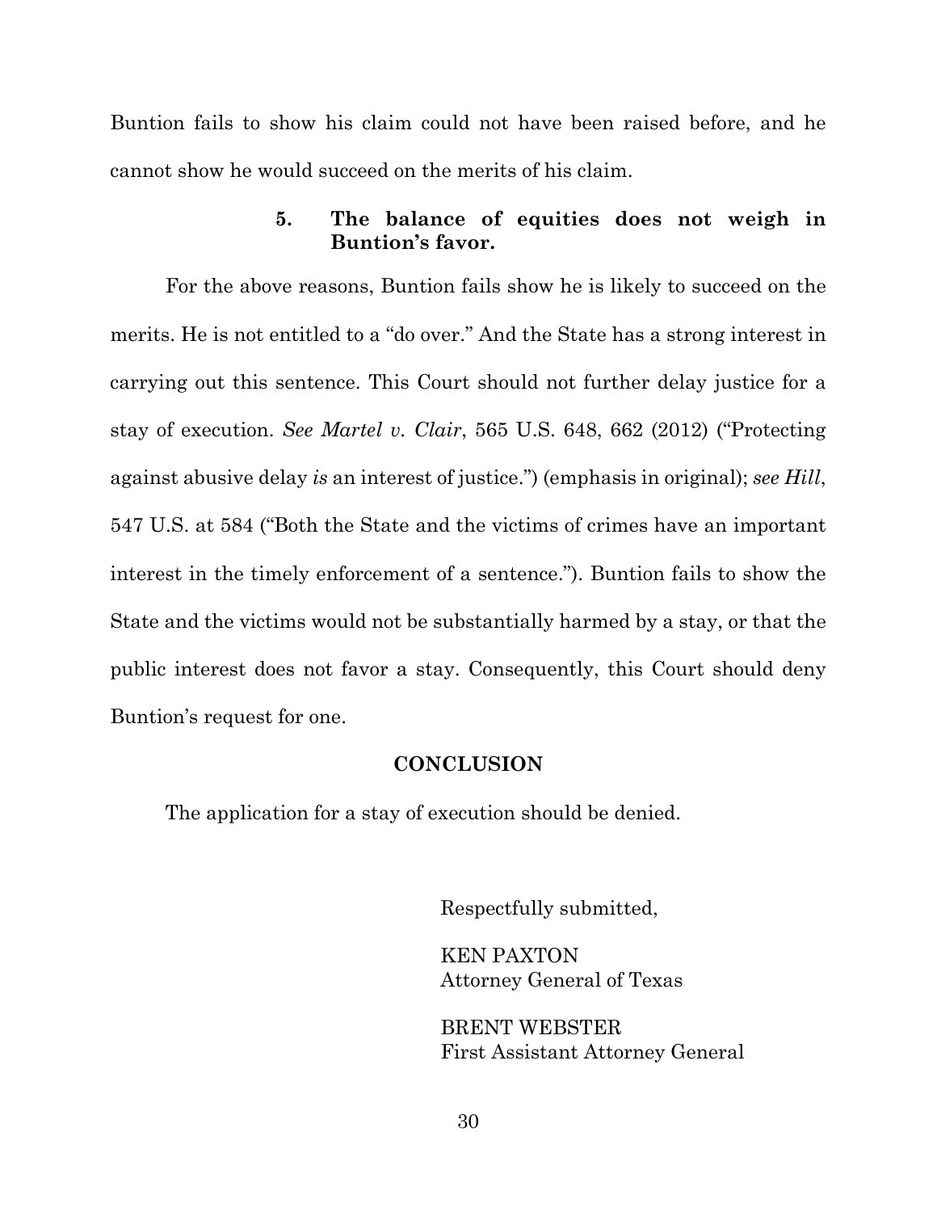Buntion fails to show his claim could not have been raised before, and he cannot show he would succeed on the merits of his claim.

#### 5. The balance of equities does not weigh in Buntion's favor.

For the above reasons, Buntion fails show he is likely to succeed on the merits. He is not entitled to a "do over." And the State has a strong interest in carrying out this sentence. This Court should not further delay justice for a stay of execution. *See Martel v. Clair*, 565 U.S. 648, 662 (2012) ("Protecting against abusive delay *is* an interest of justice.") (emphasis in original); *see Hill*, 547 U.S. at 584 ("Both the State and the victims of crimes have an important interest in the timely enforcement of a sentence."). Buntion fails to show the State and the victims would not be substantially harmed by a stay, or that the public interest does not favor a stay. Consequently, this Court should deny Buntion's request for one.

## CONCLUSION

The application for a stay of execution should be denied.

Respectfully submitted,

KEN PAXTON
Attorney General of Texas

BRENT WEBSTER
First Assistant Attorney General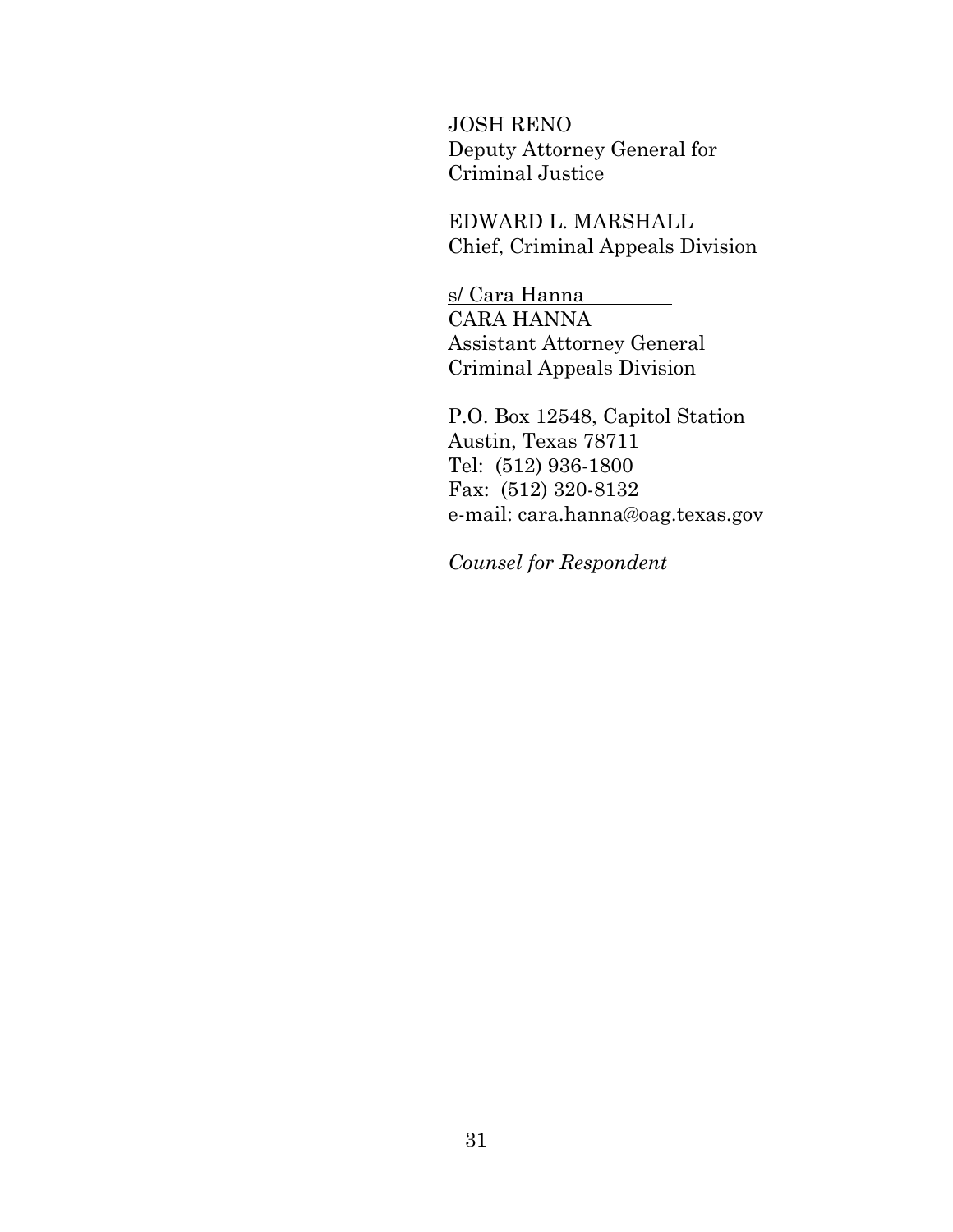JOSH RENO
Deputy Attorney General for
Criminal Justice

EDWARD L. MARSHALL
Chief, Criminal Appeals Division

s/ Cara Hanna
CARA HANNA
Assistant Attorney General
Criminal Appeals Division

P.O. Box 12548, Capitol Station
Austin, Texas 78711
Tel: (512) 936-1800
Fax: (512) 320-8132
e-mail: cara.hanna@oag.texas.gov

*Counsel for Respondent*